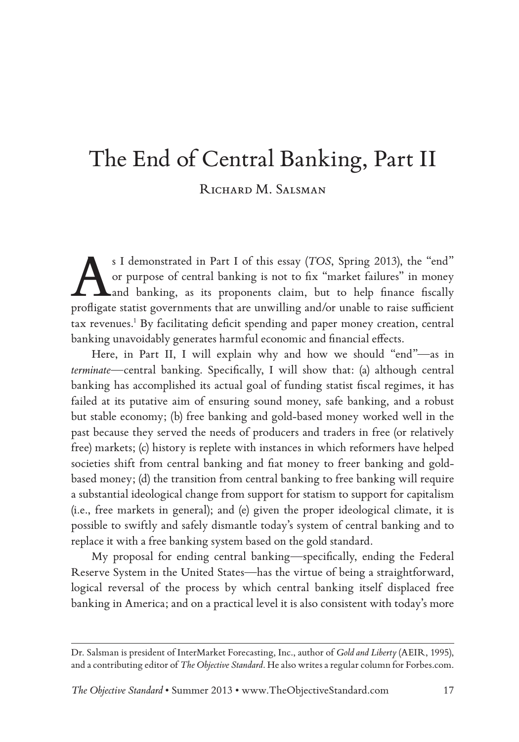# The End of Central Banking, Part II

Richard M. Salsman

As I demonstrated in Part I of this essay (*TOS*, Spring 2013), the "end" or purpose of central banking is not to fix "market failures" in money and banking, as its proponents claim, but to help finance fiscally profligate statist governments that are unwilling and/or unable to raise sufficient tax revenues.[1] By facilitating deficit spending and paper money creation, central banking unavoidably generates harmful economic and financial effects.

Here, in Part II, I will explain why and how we should "end"—as in *terminate*—central banking. Specifically, I will show that: (a) although central banking has accomplished its actual goal of funding statist fiscal regimes, it has failed at its putative aim of ensuring sound money, safe banking, and a robust but stable economy; (b) free banking and gold-based money worked well in the past because they served the needs of producers and traders in free (or relatively free) markets; (c) history is replete with instances in which reformers have helped societies shift from central banking and fiat money to freer banking and gold-based money; (d) the transition from central banking to free banking will require a substantial ideological change from support for statism to support for capitalism (i.e., free markets in general); and (e) given the proper ideological climate, it is possible to swiftly and safely dismantle today's system of central banking and to replace it with a free banking system based on the gold standard.

My proposal for ending central banking—specifically, ending the Federal Reserve System in the United States—has the virtue of being a straightforward, logical reversal of the process by which central banking itself displaced free banking in America; and on a practical level it is also consistent with today's more

---

Dr. Salsman is president of InterMarket Forecasting, Inc., author of *Gold and Liberty* (AEIR, 1995), and a contributing editor of *The Objective Standard*. He also writes a regular column for Forbes.com.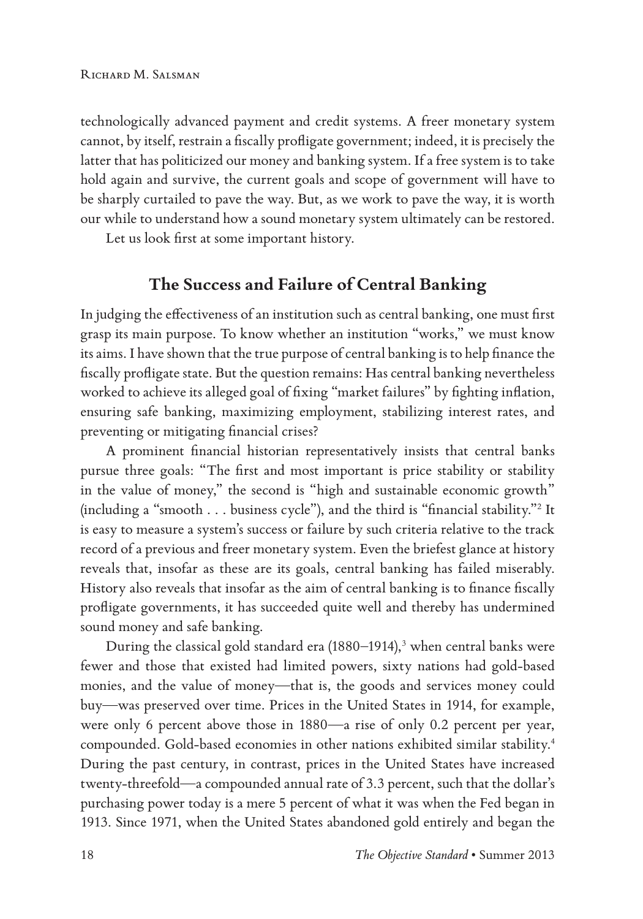technologically advanced payment and credit systems. A freer monetary system cannot, by itself, restrain a fiscally profligate government; indeed, it is precisely the latter that has politicized our money and banking system. If a free system is to take hold again and survive, the current goals and scope of government will have to be sharply curtailed to pave the way. But, as we work to pave the way, it is worth our while to understand how a sound monetary system ultimately can be restored.

Let us look first at some important history.

## The Success and Failure of Central Banking

In judging the effectiveness of an institution such as central banking, one must first grasp its main purpose. To know whether an institution "works," we must know its aims. I have shown that the true purpose of central banking is to help finance the fiscally profligate state. But the question remains: Has central banking nevertheless worked to achieve its alleged goal of fixing "market failures" by fighting inflation, ensuring safe banking, maximizing employment, stabilizing interest rates, and preventing or mitigating financial crises?

A prominent financial historian representatively insists that central banks pursue three goals: "The first and most important is price stability or stability in the value of money," the second is "high and sustainable economic growth" (including a "smooth . . . business cycle"), and the third is "financial stability."[2] It is easy to measure a system's success or failure by such criteria relative to the track record of a previous and freer monetary system. Even the briefest glance at history reveals that, insofar as these are its goals, central banking has failed miserably. History also reveals that insofar as the aim of central banking is to finance fiscally profligate governments, it has succeeded quite well and thereby has undermined sound money and safe banking.

During the classical gold standard era (1880–1914),[3] when central banks were fewer and those that existed had limited powers, sixty nations had gold-based monies, and the value of money—that is, the goods and services money could buy—was preserved over time. Prices in the United States in 1914, for example, were only 6 percent above those in 1880—a rise of only 0.2 percent per year, compounded. Gold-based economies in other nations exhibited similar stability.[4] During the past century, in contrast, prices in the United States have increased twenty-threefold—a compounded annual rate of 3.3 percent, such that the dollar's purchasing power today is a mere 5 percent of what it was when the Fed began in 1913. Since 1971, when the United States abandoned gold entirely and began the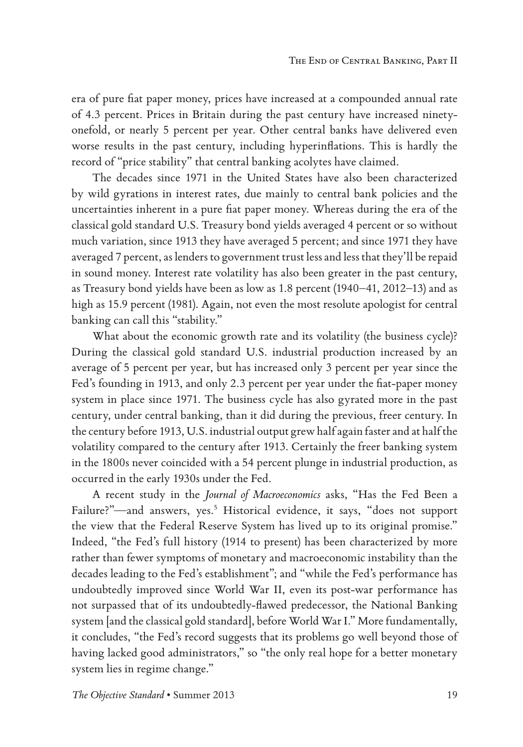era of pure fiat paper money, prices have increased at a compounded annual rate of 4.3 percent. Prices in Britain during the past century have increased ninety-onefold, or nearly 5 percent per year. Other central banks have delivered even worse results in the past century, including hyperinflations. This is hardly the record of "price stability" that central banking acolytes have claimed.

The decades since 1971 in the United States have also been characterized by wild gyrations in interest rates, due mainly to central bank policies and the uncertainties inherent in a pure fiat paper money. Whereas during the era of the classical gold standard U.S. Treasury bond yields averaged 4 percent or so without much variation, since 1913 they have averaged 5 percent; and since 1971 they have averaged 7 percent, as lenders to government trust less and less that they'll be repaid in sound money. Interest rate volatility has also been greater in the past century, as Treasury bond yields have been as low as 1.8 percent (1940–41, 2012–13) and as high as 15.9 percent (1981). Again, not even the most resolute apologist for central banking can call this "stability."

What about the economic growth rate and its volatility (the business cycle)? During the classical gold standard U.S. industrial production increased by an average of 5 percent per year, but has increased only 3 percent per year since the Fed's founding in 1913, and only 2.3 percent per year under the fiat-paper money system in place since 1971. The business cycle has also gyrated more in the past century, under central banking, than it did during the previous, freer century. In the century before 1913, U.S. industrial output grew half again faster and at half the volatility compared to the century after 1913. Certainly the freer banking system in the 1800s never coincided with a 54 percent plunge in industrial production, as occurred in the early 1930s under the Fed.

A recent study in the *Journal of Macroeconomics* asks, "Has the Fed Been a Failure?"—and answers, yes.[5] Historical evidence, it says, "does not support the view that the Federal Reserve System has lived up to its original promise." Indeed, "the Fed's full history (1914 to present) has been characterized by more rather than fewer symptoms of monetary and macroeconomic instability than the decades leading to the Fed's establishment"; and "while the Fed's performance has undoubtedly improved since World War II, even its post-war performance has not surpassed that of its undoubtedly-flawed predecessor, the National Banking system [and the classical gold standard], before World War I." More fundamentally, it concludes, "the Fed's record suggests that its problems go well beyond those of having lacked good administrators," so "the only real hope for a better monetary system lies in regime change."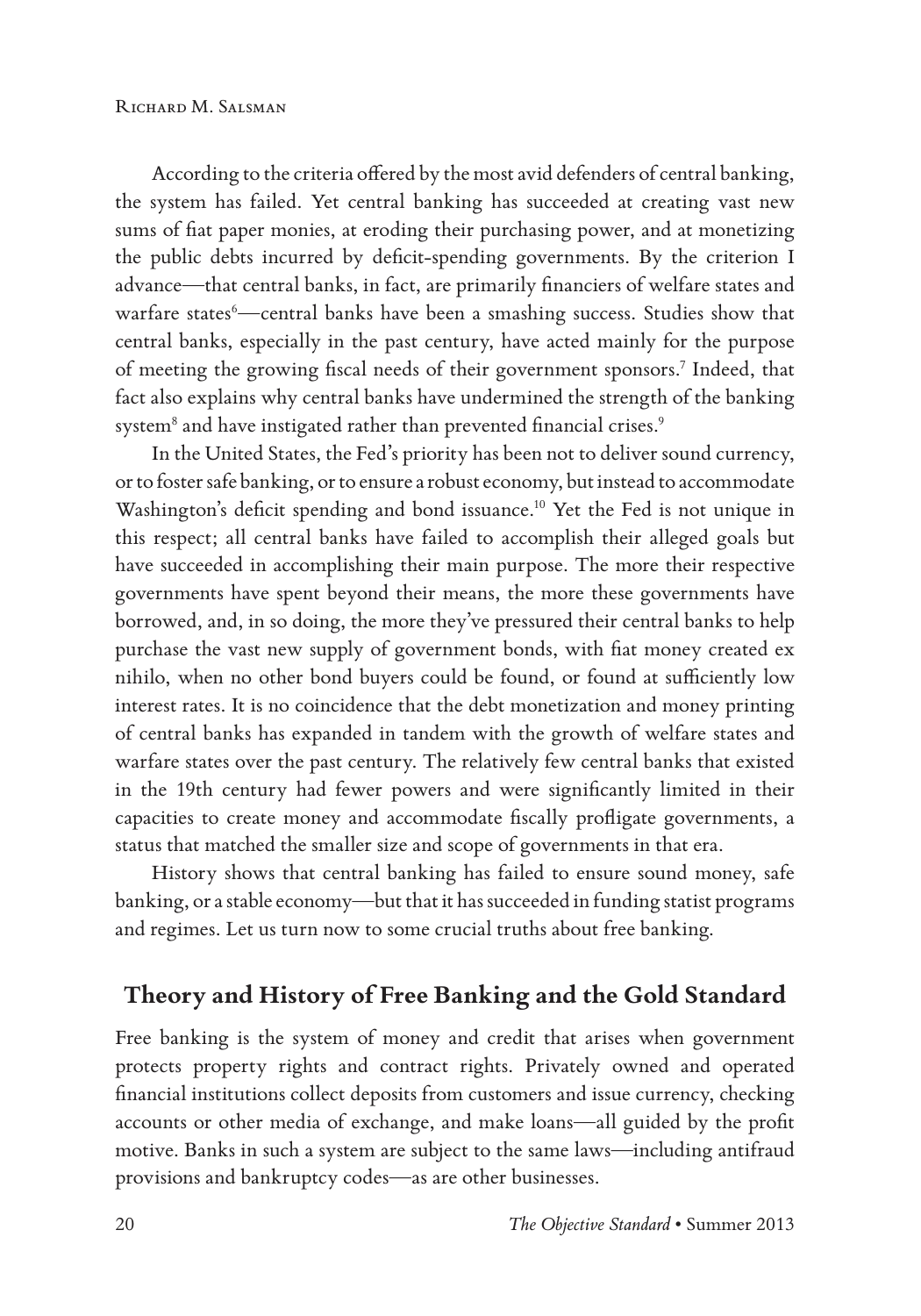According to the criteria offered by the most avid defenders of central banking, the system has failed. Yet central banking has succeeded at creating vast new sums of fiat paper monies, at eroding their purchasing power, and at monetizing the public debts incurred by deficit-spending governments. By the criterion I advance—that central banks, in fact, are primarily financiers of welfare states and warfare states[6]—central banks have been a smashing success. Studies show that central banks, especially in the past century, have acted mainly for the purpose of meeting the growing fiscal needs of their government sponsors.[7] Indeed, that fact also explains why central banks have undermined the strength of the banking system[8] and have instigated rather than prevented financial crises.[9]

In the United States, the Fed's priority has been not to deliver sound currency, or to foster safe banking, or to ensure a robust economy, but instead to accommodate Washington's deficit spending and bond issuance.[10] Yet the Fed is not unique in this respect; all central banks have failed to accomplish their alleged goals but have succeeded in accomplishing their main purpose. The more their respective governments have spent beyond their means, the more these governments have borrowed, and, in so doing, the more they've pressured their central banks to help purchase the vast new supply of government bonds, with fiat money created ex nihilo, when no other bond buyers could be found, or found at sufficiently low interest rates. It is no coincidence that the debt monetization and money printing of central banks has expanded in tandem with the growth of welfare states and warfare states over the past century. The relatively few central banks that existed in the 19th century had fewer powers and were significantly limited in their capacities to create money and accommodate fiscally profligate governments, a status that matched the smaller size and scope of governments in that era.

History shows that central banking has failed to ensure sound money, safe banking, or a stable economy—but that it has succeeded in funding statist programs and regimes. Let us turn now to some crucial truths about free banking.

## Theory and History of Free Banking and the Gold Standard

Free banking is the system of money and credit that arises when government protects property rights and contract rights. Privately owned and operated financial institutions collect deposits from customers and issue currency, checking accounts or other media of exchange, and make loans—all guided by the profit motive. Banks in such a system are subject to the same laws—including antifraud provisions and bankruptcy codes—as are other businesses.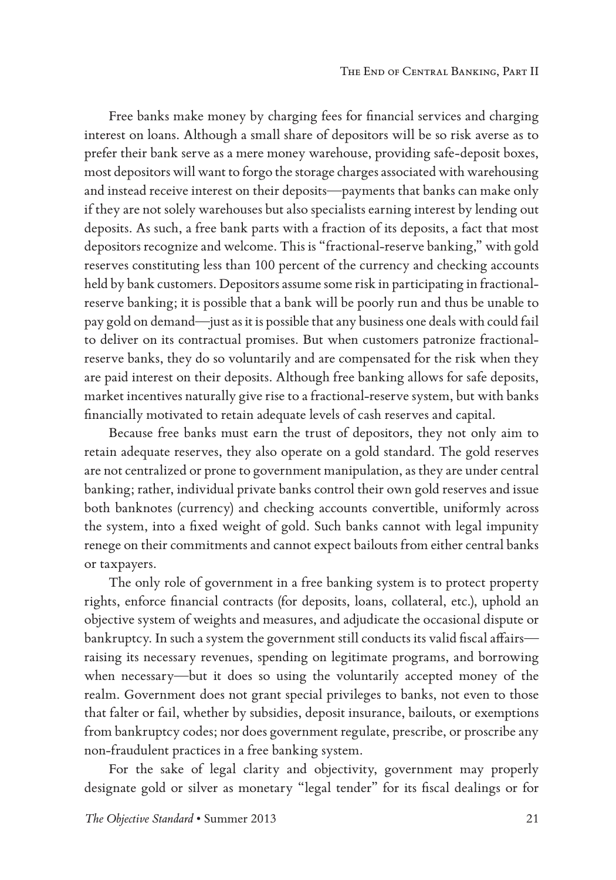Free banks make money by charging fees for financial services and charging interest on loans. Although a small share of depositors will be so risk averse as to prefer their bank serve as a mere money warehouse, providing safe-deposit boxes, most depositors will want to forgo the storage charges associated with warehousing and instead receive interest on their deposits—payments that banks can make only if they are not solely warehouses but also specialists earning interest by lending out deposits. As such, a free bank parts with a fraction of its deposits, a fact that most depositors recognize and welcome. This is "fractional-reserve banking," with gold reserves constituting less than 100 percent of the currency and checking accounts held by bank customers. Depositors assume some risk in participating in fractional-reserve banking; it is possible that a bank will be poorly run and thus be unable to pay gold on demand—just as it is possible that any business one deals with could fail to deliver on its contractual promises. But when customers patronize fractional-reserve banks, they do so voluntarily and are compensated for the risk when they are paid interest on their deposits. Although free banking allows for safe deposits, market incentives naturally give rise to a fractional-reserve system, but with banks financially motivated to retain adequate levels of cash reserves and capital.

Because free banks must earn the trust of depositors, they not only aim to retain adequate reserves, they also operate on a gold standard. The gold reserves are not centralized or prone to government manipulation, as they are under central banking; rather, individual private banks control their own gold reserves and issue both banknotes (currency) and checking accounts convertible, uniformly across the system, into a fixed weight of gold. Such banks cannot with legal impunity renege on their commitments and cannot expect bailouts from either central banks or taxpayers.

The only role of government in a free banking system is to protect property rights, enforce financial contracts (for deposits, loans, collateral, etc.), uphold an objective system of weights and measures, and adjudicate the occasional dispute or bankruptcy. In such a system the government still conducts its valid fiscal affairs—raising its necessary revenues, spending on legitimate programs, and borrowing when necessary—but it does so using the voluntarily accepted money of the realm. Government does not grant special privileges to banks, not even to those that falter or fail, whether by subsidies, deposit insurance, bailouts, or exemptions from bankruptcy codes; nor does government regulate, prescribe, or proscribe any non-fraudulent practices in a free banking system.

For the sake of legal clarity and objectivity, government may properly designate gold or silver as monetary "legal tender" for its fiscal dealings or for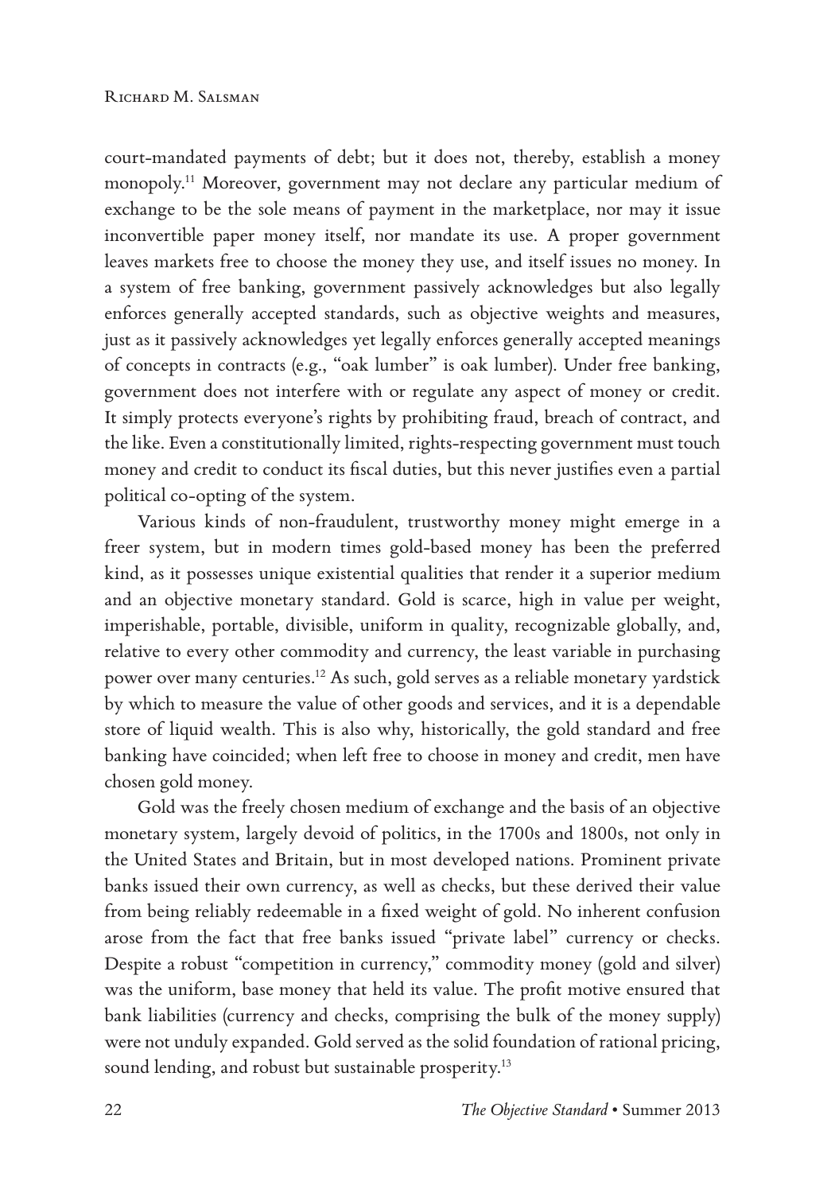court-mandated payments of debt; but it does not, thereby, establish a money monopoly.[11] Moreover, government may not declare any particular medium of exchange to be the sole means of payment in the marketplace, nor may it issue inconvertible paper money itself, nor mandate its use. A proper government leaves markets free to choose the money they use, and itself issues no money. In a system of free banking, government passively acknowledges but also legally enforces generally accepted standards, such as objective weights and measures, just as it passively acknowledges yet legally enforces generally accepted meanings of concepts in contracts (e.g., "oak lumber" is oak lumber). Under free banking, government does not interfere with or regulate any aspect of money or credit. It simply protects everyone's rights by prohibiting fraud, breach of contract, and the like. Even a constitutionally limited, rights-respecting government must touch money and credit to conduct its fiscal duties, but this never justifies even a partial political co-opting of the system.

Various kinds of non-fraudulent, trustworthy money might emerge in a freer system, but in modern times gold-based money has been the preferred kind, as it possesses unique existential qualities that render it a superior medium and an objective monetary standard. Gold is scarce, high in value per weight, imperishable, portable, divisible, uniform in quality, recognizable globally, and, relative to every other commodity and currency, the least variable in purchasing power over many centuries.[12] As such, gold serves as a reliable monetary yardstick by which to measure the value of other goods and services, and it is a dependable store of liquid wealth. This is also why, historically, the gold standard and free banking have coincided; when left free to choose in money and credit, men have chosen gold money.

Gold was the freely chosen medium of exchange and the basis of an objective monetary system, largely devoid of politics, in the 1700s and 1800s, not only in the United States and Britain, but in most developed nations. Prominent private banks issued their own currency, as well as checks, but these derived their value from being reliably redeemable in a fixed weight of gold. No inherent confusion arose from the fact that free banks issued "private label" currency or checks. Despite a robust "competition in currency," commodity money (gold and silver) was the uniform, base money that held its value. The profit motive ensured that bank liabilities (currency and checks, comprising the bulk of the money supply) were not unduly expanded. Gold served as the solid foundation of rational pricing, sound lending, and robust but sustainable prosperity.[13]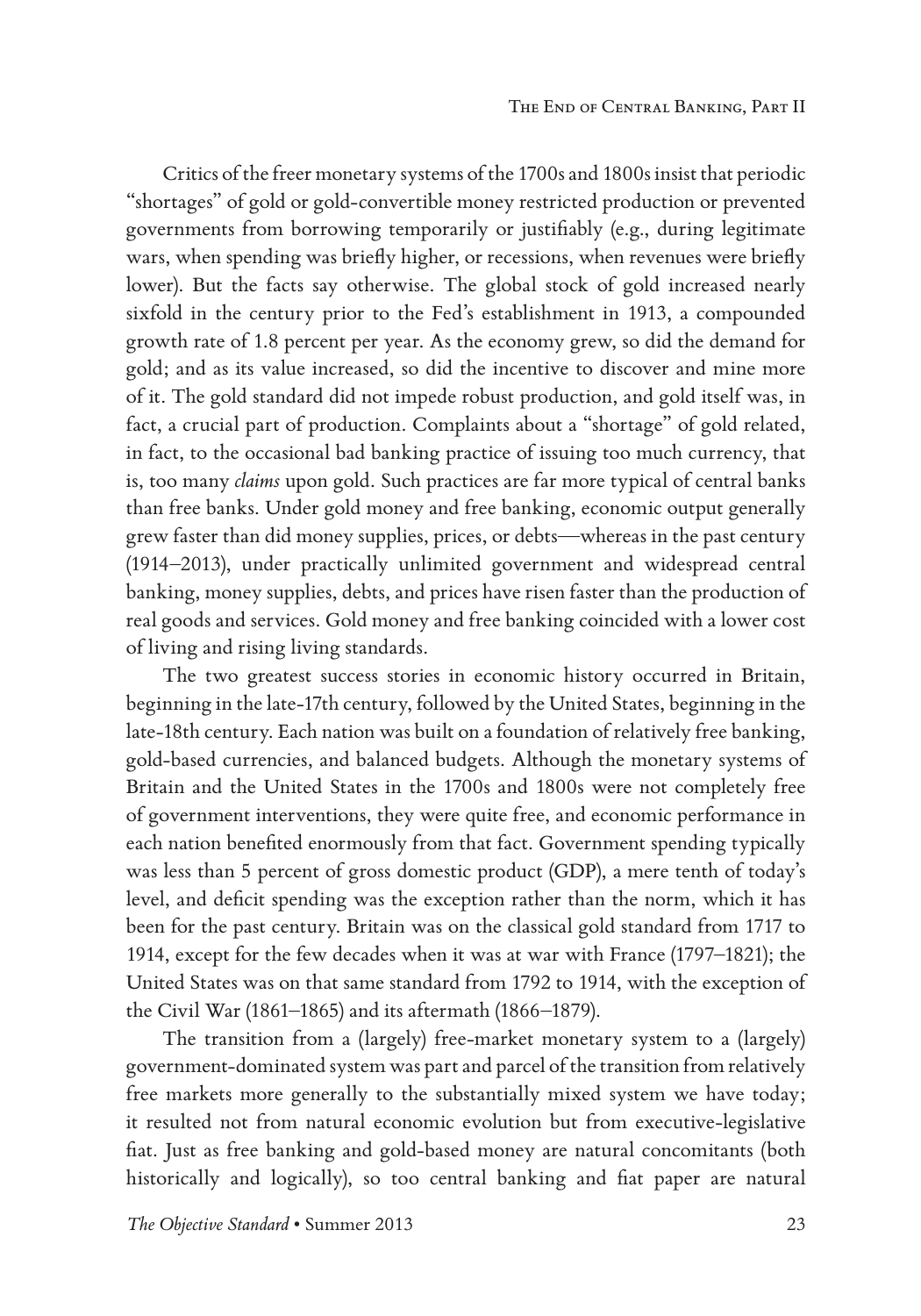Critics of the freer monetary systems of the 1700s and 1800s insist that periodic "shortages" of gold or gold-convertible money restricted production or prevented governments from borrowing temporarily or justifiably (e.g., during legitimate wars, when spending was briefly higher, or recessions, when revenues were briefly lower). But the facts say otherwise. The global stock of gold increased nearly sixfold in the century prior to the Fed's establishment in 1913, a compounded growth rate of 1.8 percent per year. As the economy grew, so did the demand for gold; and as its value increased, so did the incentive to discover and mine more of it. The gold standard did not impede robust production, and gold itself was, in fact, a crucial part of production. Complaints about a "shortage" of gold related, in fact, to the occasional bad banking practice of issuing too much currency, that is, too many *claims* upon gold. Such practices are far more typical of central banks than free banks. Under gold money and free banking, economic output generally grew faster than did money supplies, prices, or debts—whereas in the past century (1914–2013), under practically unlimited government and widespread central banking, money supplies, debts, and prices have risen faster than the production of real goods and services. Gold money and free banking coincided with a lower cost of living and rising living standards.

The two greatest success stories in economic history occurred in Britain, beginning in the late-17th century, followed by the United States, beginning in the late-18th century. Each nation was built on a foundation of relatively free banking, gold-based currencies, and balanced budgets. Although the monetary systems of Britain and the United States in the 1700s and 1800s were not completely free of government interventions, they were quite free, and economic performance in each nation benefited enormously from that fact. Government spending typically was less than 5 percent of gross domestic product (GDP), a mere tenth of today's level, and deficit spending was the exception rather than the norm, which it has been for the past century. Britain was on the classical gold standard from 1717 to 1914, except for the few decades when it was at war with France (1797–1821); the United States was on that same standard from 1792 to 1914, with the exception of the Civil War (1861–1865) and its aftermath (1866–1879).

The transition from a (largely) free-market monetary system to a (largely) government-dominated system was part and parcel of the transition from relatively free markets more generally to the substantially mixed system we have today; it resulted not from natural economic evolution but from executive-legislative fiat. Just as free banking and gold-based money are natural concomitants (both historically and logically), so too central banking and fiat paper are natural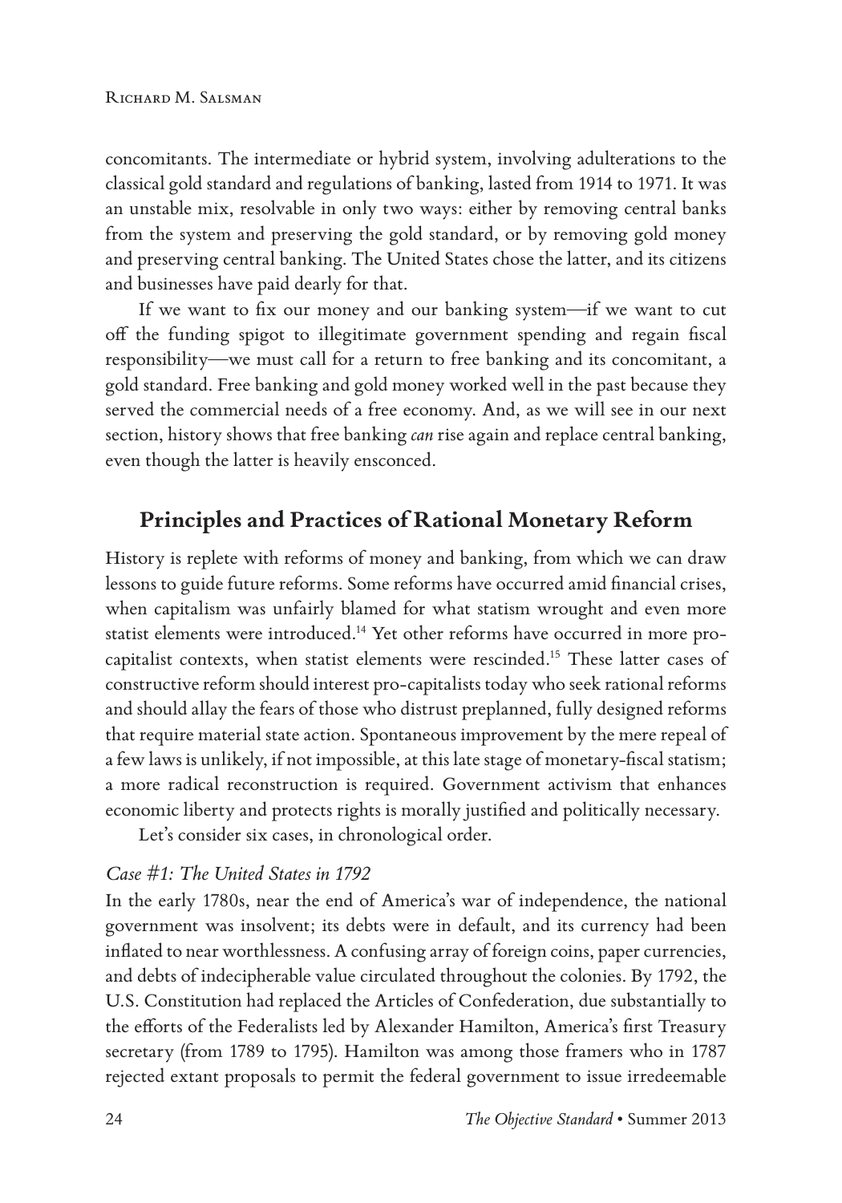concomitants. The intermediate or hybrid system, involving adulterations to the classical gold standard and regulations of banking, lasted from 1914 to 1971. It was an unstable mix, resolvable in only two ways: either by removing central banks from the system and preserving the gold standard, or by removing gold money and preserving central banking. The United States chose the latter, and its citizens and businesses have paid dearly for that.

If we want to fix our money and our banking system—if we want to cut off the funding spigot to illegitimate government spending and regain fiscal responsibility—we must call for a return to free banking and its concomitant, a gold standard. Free banking and gold money worked well in the past because they served the commercial needs of a free economy. And, as we will see in our next section, history shows that free banking *can* rise again and replace central banking, even though the latter is heavily ensconced.

## Principles and Practices of Rational Monetary Reform

History is replete with reforms of money and banking, from which we can draw lessons to guide future reforms. Some reforms have occurred amid financial crises, when capitalism was unfairly blamed for what statism wrought and even more statist elements were introduced.[14] Yet other reforms have occurred in more pro-capitalist contexts, when statist elements were rescinded.[15] These latter cases of constructive reform should interest pro-capitalists today who seek rational reforms and should allay the fears of those who distrust preplanned, fully designed reforms that require material state action. Spontaneous improvement by the mere repeal of a few laws is unlikely, if not impossible, at this late stage of monetary-fiscal statism; a more radical reconstruction is required. Government activism that enhances economic liberty and protects rights is morally justified and politically necessary.

Let's consider six cases, in chronological order.

### *Case #1: The United States in 1792*

In the early 1780s, near the end of America's war of independence, the national government was insolvent; its debts were in default, and its currency had been inflated to near worthlessness. A confusing array of foreign coins, paper currencies, and debts of indecipherable value circulated throughout the colonies. By 1792, the U.S. Constitution had replaced the Articles of Confederation, due substantially to the efforts of the Federalists led by Alexander Hamilton, America's first Treasury secretary (from 1789 to 1795). Hamilton was among those framers who in 1787 rejected extant proposals to permit the federal government to issue irredeemable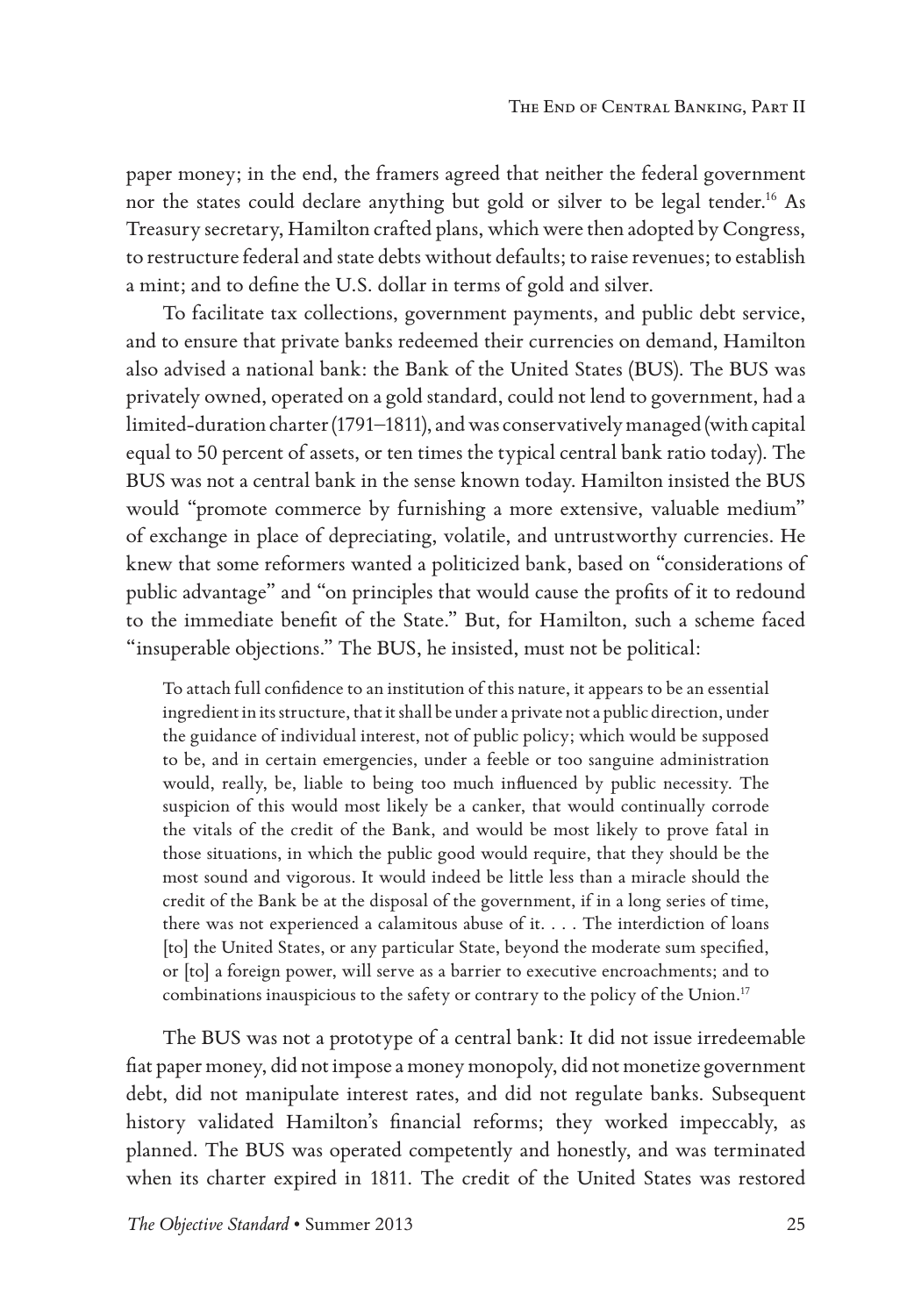paper money; in the end, the framers agreed that neither the federal government nor the states could declare anything but gold or silver to be legal tender.[16] As Treasury secretary, Hamilton crafted plans, which were then adopted by Congress, to restructure federal and state debts without defaults; to raise revenues; to establish a mint; and to define the U.S. dollar in terms of gold and silver.

To facilitate tax collections, government payments, and public debt service, and to ensure that private banks redeemed their currencies on demand, Hamilton also advised a national bank: the Bank of the United States (BUS). The BUS was privately owned, operated on a gold standard, could not lend to government, had a limited-duration charter (1791–1811), and was conservatively managed (with capital equal to 50 percent of assets, or ten times the typical central bank ratio today). The BUS was not a central bank in the sense known today. Hamilton insisted the BUS would "promote commerce by furnishing a more extensive, valuable medium" of exchange in place of depreciating, volatile, and untrustworthy currencies. He knew that some reformers wanted a politicized bank, based on "considerations of public advantage" and "on principles that would cause the profits of it to redound to the immediate benefit of the State." But, for Hamilton, such a scheme faced "insuperable objections." The BUS, he insisted, must not be political:

> To attach full confidence to an institution of this nature, it appears to be an essential ingredient in its structure, that it shall be under a private not a public direction, under the guidance of individual interest, not of public policy; which would be supposed to be, and in certain emergencies, under a feeble or too sanguine administration would, really, be, liable to being too much influenced by public necessity. The suspicion of this would most likely be a canker, that would continually corrode the vitals of the credit of the Bank, and would be most likely to prove fatal in those situations, in which the public good would require, that they should be the most sound and vigorous. It would indeed be little less than a miracle should the credit of the Bank be at the disposal of the government, if in a long series of time, there was not experienced a calamitous abuse of it. . . . The interdiction of loans [to] the United States, or any particular State, beyond the moderate sum specified, or [to] a foreign power, will serve as a barrier to executive encroachments; and to combinations inauspicious to the safety or contrary to the policy of the Union.[17]

The BUS was not a prototype of a central bank: It did not issue irredeemable fiat paper money, did not impose a money monopoly, did not monetize government debt, did not manipulate interest rates, and did not regulate banks. Subsequent history validated Hamilton's financial reforms; they worked impeccably, as planned. The BUS was operated competently and honestly, and was terminated when its charter expired in 1811. The credit of the United States was restored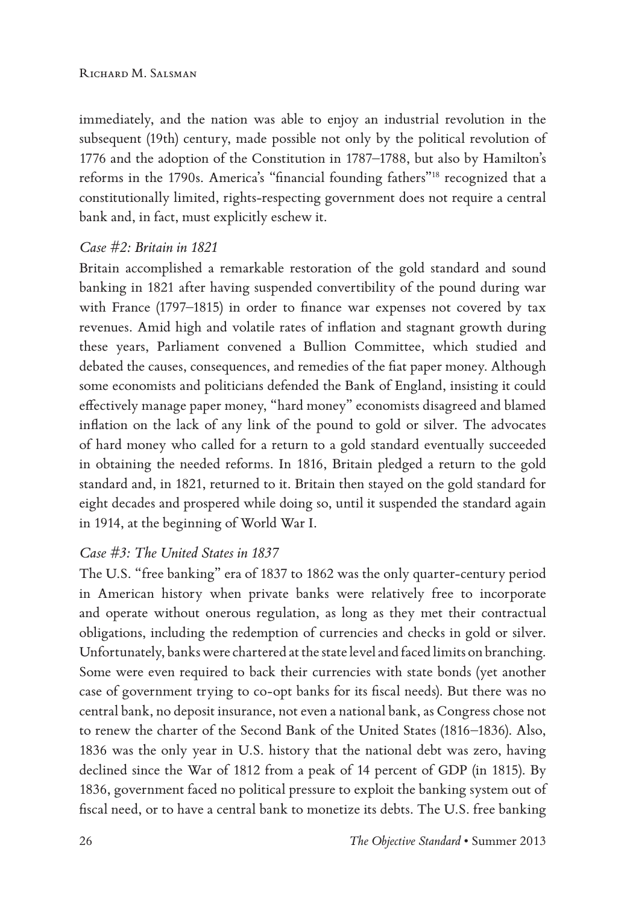immediately, and the nation was able to enjoy an industrial revolution in the subsequent (19th) century, made possible not only by the political revolution of 1776 and the adoption of the Constitution in 1787–1788, but also by Hamilton's reforms in the 1790s. America's "financial founding fathers"[18] recognized that a constitutionally limited, rights-respecting government does not require a central bank and, in fact, must explicitly eschew it.

*Case #2: Britain in 1821*

Britain accomplished a remarkable restoration of the gold standard and sound banking in 1821 after having suspended convertibility of the pound during war with France (1797–1815) in order to finance war expenses not covered by tax revenues. Amid high and volatile rates of inflation and stagnant growth during these years, Parliament convened a Bullion Committee, which studied and debated the causes, consequences, and remedies of the fiat paper money. Although some economists and politicians defended the Bank of England, insisting it could effectively manage paper money, "hard money" economists disagreed and blamed inflation on the lack of any link of the pound to gold or silver. The advocates of hard money who called for a return to a gold standard eventually succeeded in obtaining the needed reforms. In 1816, Britain pledged a return to the gold standard and, in 1821, returned to it. Britain then stayed on the gold standard for eight decades and prospered while doing so, until it suspended the standard again in 1914, at the beginning of World War I.

*Case #3: The United States in 1837*

The U.S. "free banking" era of 1837 to 1862 was the only quarter-century period in American history when private banks were relatively free to incorporate and operate without onerous regulation, as long as they met their contractual obligations, including the redemption of currencies and checks in gold or silver. Unfortunately, banks were chartered at the state level and faced limits on branching. Some were even required to back their currencies with state bonds (yet another case of government trying to co-opt banks for its fiscal needs). But there was no central bank, no deposit insurance, not even a national bank, as Congress chose not to renew the charter of the Second Bank of the United States (1816–1836). Also, 1836 was the only year in U.S. history that the national debt was zero, having declined since the War of 1812 from a peak of 14 percent of GDP (in 1815). By 1836, government faced no political pressure to exploit the banking system out of fiscal need, or to have a central bank to monetize its debts. The U.S. free banking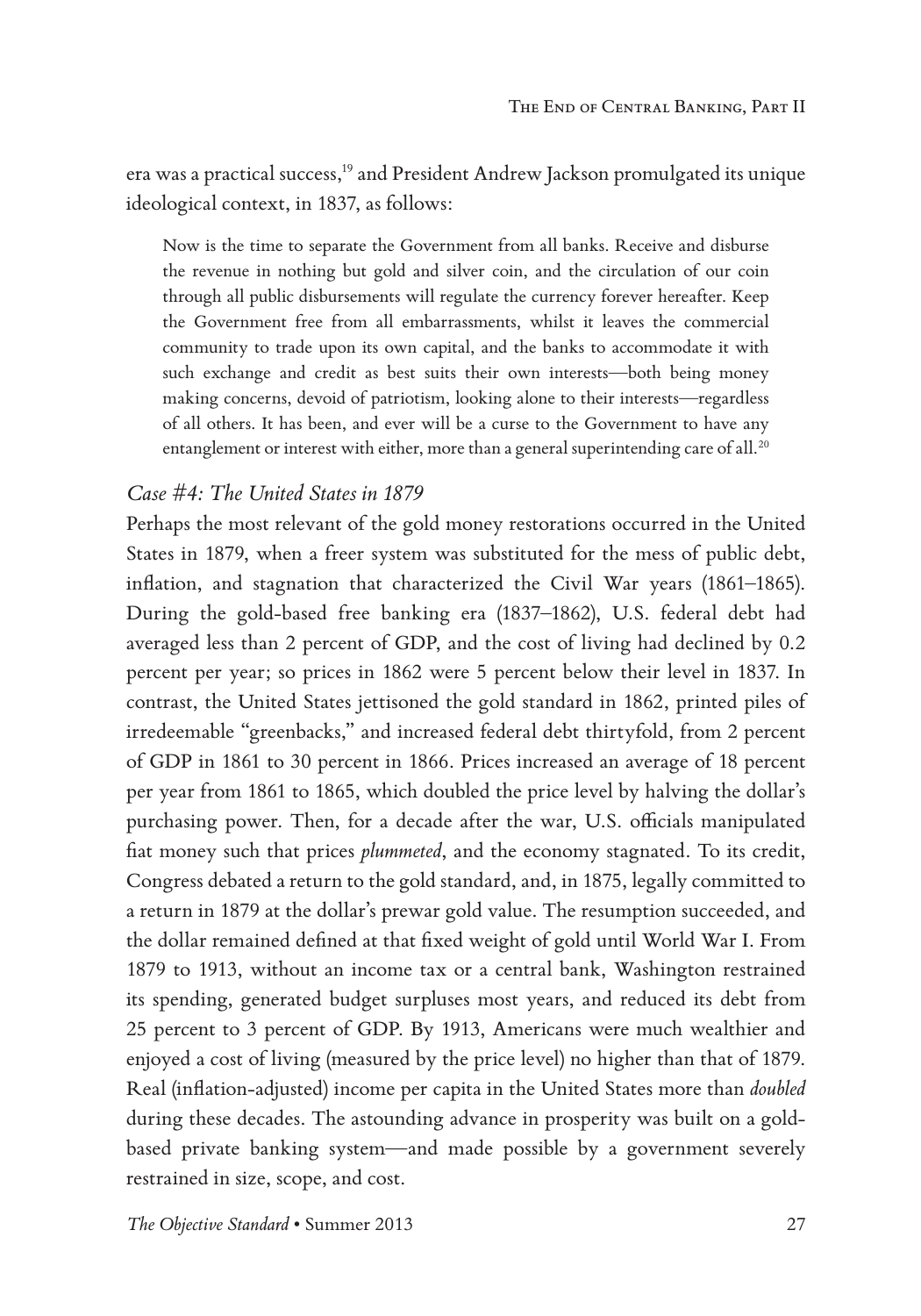era was a practical success,[19] and President Andrew Jackson promulgated its unique ideological context, in 1837, as follows:

> Now is the time to separate the Government from all banks. Receive and disburse the revenue in nothing but gold and silver coin, and the circulation of our coin through all public disbursements will regulate the currency forever hereafter. Keep the Government free from all embarrassments, whilst it leaves the commercial community to trade upon its own capital, and the banks to accommodate it with such exchange and credit as best suits their own interests—both being money making concerns, devoid of patriotism, looking alone to their interests—regardless of all others. It has been, and ever will be a curse to the Government to have any entanglement or interest with either, more than a general superintending care of all.[20]

### *Case #4: The United States in 1879*

Perhaps the most relevant of the gold money restorations occurred in the United States in 1879, when a freer system was substituted for the mess of public debt, inflation, and stagnation that characterized the Civil War years (1861–1865). During the gold-based free banking era (1837–1862), U.S. federal debt had averaged less than 2 percent of GDP, and the cost of living had declined by 0.2 percent per year; so prices in 1862 were 5 percent below their level in 1837. In contrast, the United States jettisoned the gold standard in 1862, printed piles of irredeemable "greenbacks," and increased federal debt thirtyfold, from 2 percent of GDP in 1861 to 30 percent in 1866. Prices increased an average of 18 percent per year from 1861 to 1865, which doubled the price level by halving the dollar's purchasing power. Then, for a decade after the war, U.S. officials manipulated fiat money such that prices *plummeted*, and the economy stagnated. To its credit, Congress debated a return to the gold standard, and, in 1875, legally committed to a return in 1879 at the dollar's prewar gold value. The resumption succeeded, and the dollar remained defined at that fixed weight of gold until World War I. From 1879 to 1913, without an income tax or a central bank, Washington restrained its spending, generated budget surpluses most years, and reduced its debt from 25 percent to 3 percent of GDP. By 1913, Americans were much wealthier and enjoyed a cost of living (measured by the price level) no higher than that of 1879. Real (inflation-adjusted) income per capita in the United States more than *doubled* during these decades. The astounding advance in prosperity was built on a gold-based private banking system—and made possible by a government severely restrained in size, scope, and cost.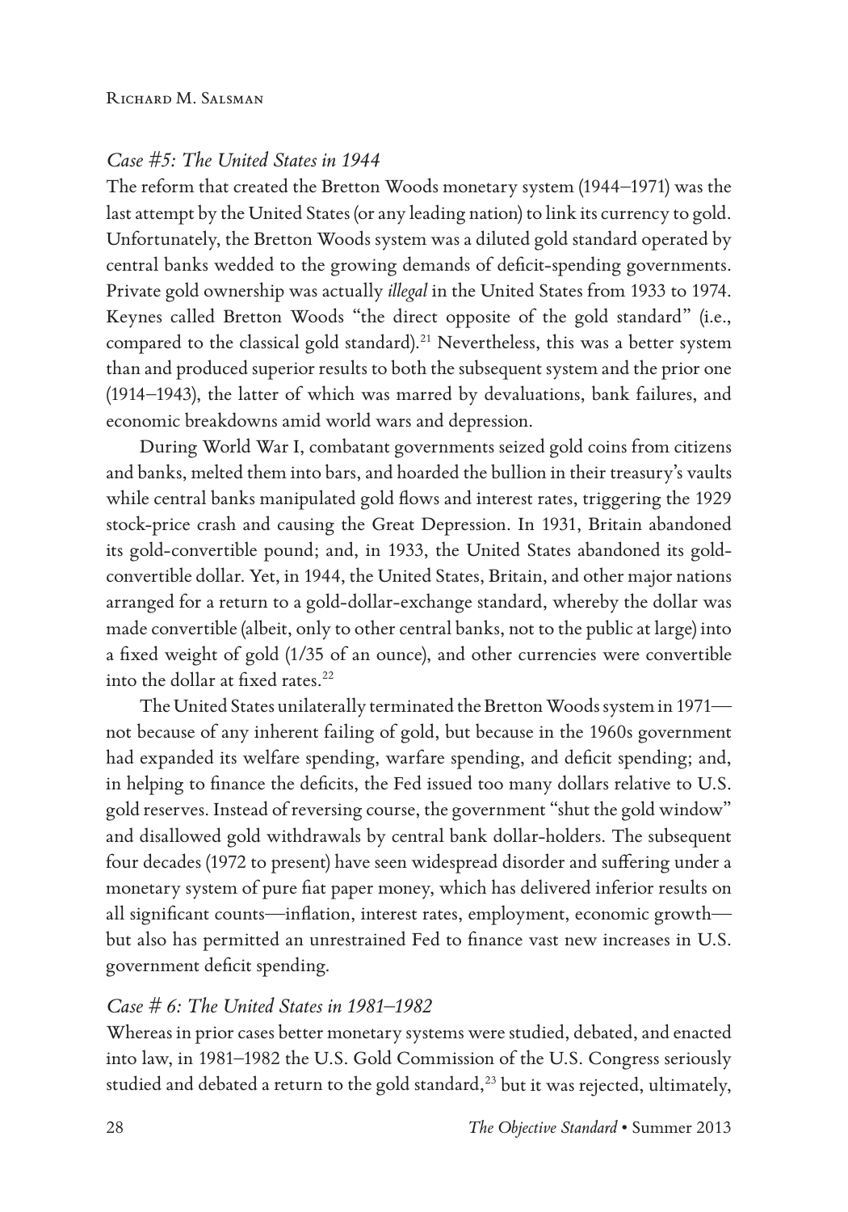### *Case #5: The United States in 1944*

The reform that created the Bretton Woods monetary system (1944–1971) was the last attempt by the United States (or any leading nation) to link its currency to gold. Unfortunately, the Bretton Woods system was a diluted gold standard operated by central banks wedded to the growing demands of deficit-spending governments. Private gold ownership was actually *illegal* in the United States from 1933 to 1974. Keynes called Bretton Woods "the direct opposite of the gold standard" (i.e., compared to the classical gold standard).[21] Nevertheless, this was a better system than and produced superior results to both the subsequent system and the prior one (1914–1943), the latter of which was marred by devaluations, bank failures, and economic breakdowns amid world wars and depression.

During World War I, combatant governments seized gold coins from citizens and banks, melted them into bars, and hoarded the bullion in their treasury's vaults while central banks manipulated gold flows and interest rates, triggering the 1929 stock-price crash and causing the Great Depression. In 1931, Britain abandoned its gold-convertible pound; and, in 1933, the United States abandoned its gold-convertible dollar. Yet, in 1944, the United States, Britain, and other major nations arranged for a return to a gold-dollar-exchange standard, whereby the dollar was made convertible (albeit, only to other central banks, not to the public at large) into a fixed weight of gold (1/35 of an ounce), and other currencies were convertible into the dollar at fixed rates.[22]

The United States unilaterally terminated the Bretton Woods system in 1971—not because of any inherent failing of gold, but because in the 1960s government had expanded its welfare spending, warfare spending, and deficit spending; and, in helping to finance the deficits, the Fed issued too many dollars relative to U.S. gold reserves. Instead of reversing course, the government "shut the gold window" and disallowed gold withdrawals by central bank dollar-holders. The subsequent four decades (1972 to present) have seen widespread disorder and suffering under a monetary system of pure fiat paper money, which has delivered inferior results on all significant counts—inflation, interest rates, employment, economic growth—but also has permitted an unrestrained Fed to finance vast new increases in U.S. government deficit spending.

### *Case # 6: The United States in 1981–1982*

Whereas in prior cases better monetary systems were studied, debated, and enacted into law, in 1981–1982 the U.S. Gold Commission of the U.S. Congress seriously studied and debated a return to the gold standard,[23] but it was rejected, ultimately,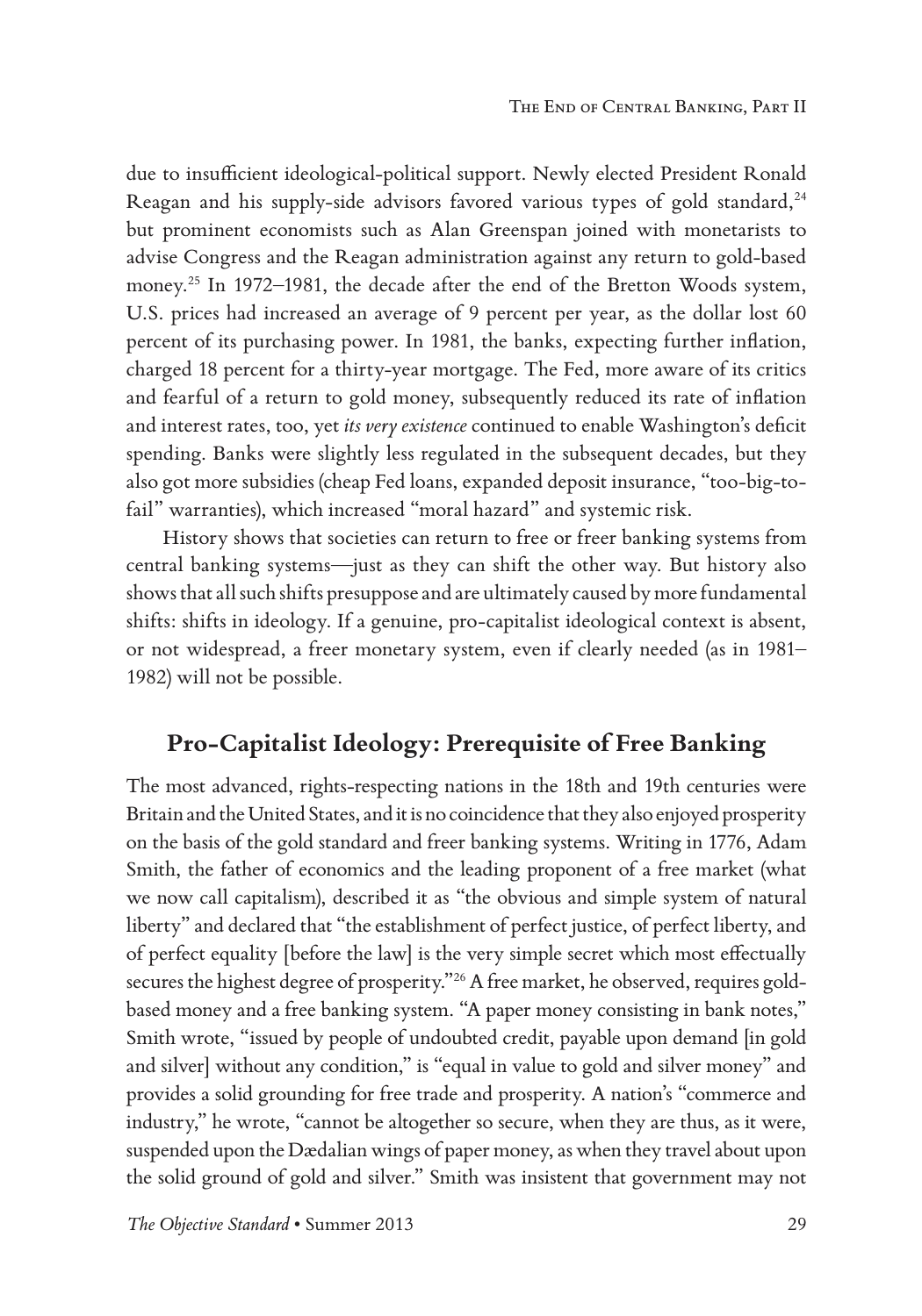due to insufficient ideological-political support. Newly elected President Ronald Reagan and his supply-side advisors favored various types of gold standard,[24] but prominent economists such as Alan Greenspan joined with monetarists to advise Congress and the Reagan administration against any return to gold-based money.[25] In 1972–1981, the decade after the end of the Bretton Woods system, U.S. prices had increased an average of 9 percent per year, as the dollar lost 60 percent of its purchasing power. In 1981, the banks, expecting further inflation, charged 18 percent for a thirty-year mortgage. The Fed, more aware of its critics and fearful of a return to gold money, subsequently reduced its rate of inflation and interest rates, too, yet *its very existence* continued to enable Washington's deficit spending. Banks were slightly less regulated in the subsequent decades, but they also got more subsidies (cheap Fed loans, expanded deposit insurance, "too-big-to-fail" warranties), which increased "moral hazard" and systemic risk.

History shows that societies can return to free or freer banking systems from central banking systems—just as they can shift the other way. But history also shows that all such shifts presuppose and are ultimately caused by more fundamental shifts: shifts in ideology. If a genuine, pro-capitalist ideological context is absent, or not widespread, a freer monetary system, even if clearly needed (as in 1981–1982) will not be possible.

## Pro-Capitalist Ideology: Prerequisite of Free Banking

The most advanced, rights-respecting nations in the 18th and 19th centuries were Britain and the United States, and it is no coincidence that they also enjoyed prosperity on the basis of the gold standard and freer banking systems. Writing in 1776, Adam Smith, the father of economics and the leading proponent of a free market (what we now call capitalism), described it as "the obvious and simple system of natural liberty" and declared that "the establishment of perfect justice, of perfect liberty, and of perfect equality [before the law] is the very simple secret which most effectually secures the highest degree of prosperity."[26] A free market, he observed, requires gold-based money and a free banking system. "A paper money consisting in bank notes," Smith wrote, "issued by people of undoubted credit, payable upon demand [in gold and silver] without any condition," is "equal in value to gold and silver money" and provides a solid grounding for free trade and prosperity. A nation's "commerce and industry," he wrote, "cannot be altogether so secure, when they are thus, as it were, suspended upon the Dædalian wings of paper money, as when they travel about upon the solid ground of gold and silver." Smith was insistent that government may not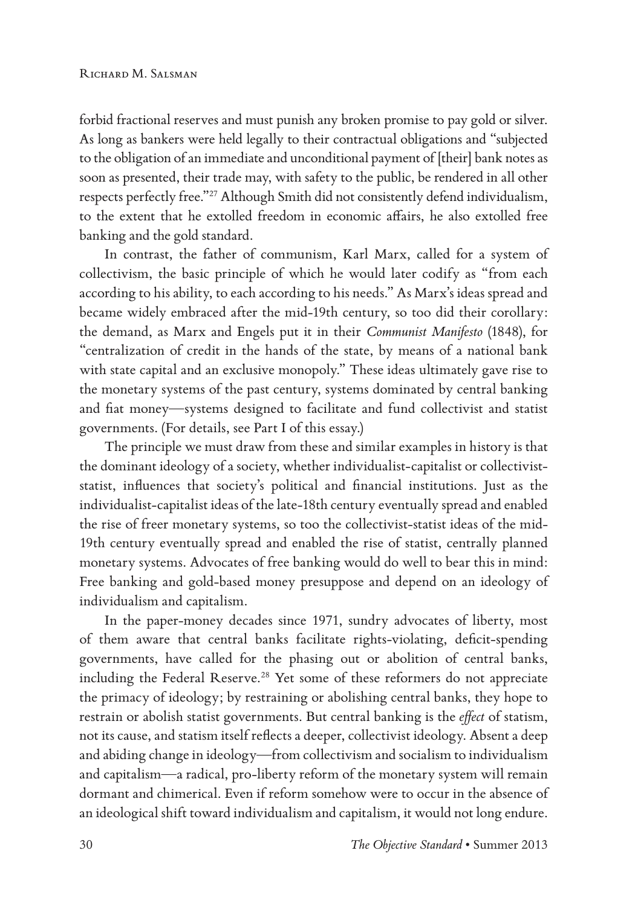forbid fractional reserves and must punish any broken promise to pay gold or silver. As long as bankers were held legally to their contractual obligations and "subjected to the obligation of an immediate and unconditional payment of [their] bank notes as soon as presented, their trade may, with safety to the public, be rendered in all other respects perfectly free."[27] Although Smith did not consistently defend individualism, to the extent that he extolled freedom in economic affairs, he also extolled free banking and the gold standard.

In contrast, the father of communism, Karl Marx, called for a system of collectivism, the basic principle of which he would later codify as "from each according to his ability, to each according to his needs." As Marx's ideas spread and became widely embraced after the mid-19th century, so too did their corollary: the demand, as Marx and Engels put it in their *Communist Manifesto* (1848), for "centralization of credit in the hands of the state, by means of a national bank with state capital and an exclusive monopoly." These ideas ultimately gave rise to the monetary systems of the past century, systems dominated by central banking and fiat money—systems designed to facilitate and fund collectivist and statist governments. (For details, see Part I of this essay.)

The principle we must draw from these and similar examples in history is that the dominant ideology of a society, whether individualist-capitalist or collectivist-statist, influences that society's political and financial institutions. Just as the individualist-capitalist ideas of the late-18th century eventually spread and enabled the rise of freer monetary systems, so too the collectivist-statist ideas of the mid-19th century eventually spread and enabled the rise of statist, centrally planned monetary systems. Advocates of free banking would do well to bear this in mind: Free banking and gold-based money presuppose and depend on an ideology of individualism and capitalism.

In the paper-money decades since 1971, sundry advocates of liberty, most of them aware that central banks facilitate rights-violating, deficit-spending governments, have called for the phasing out or abolition of central banks, including the Federal Reserve.[28] Yet some of these reformers do not appreciate the primacy of ideology; by restraining or abolishing central banks, they hope to restrain or abolish statist governments. But central banking is the *effect* of statism, not its cause, and statism itself reflects a deeper, collectivist ideology. Absent a deep and abiding change in ideology—from collectivism and socialism to individualism and capitalism—a radical, pro-liberty reform of the monetary system will remain dormant and chimerical. Even if reform somehow were to occur in the absence of an ideological shift toward individualism and capitalism, it would not long endure.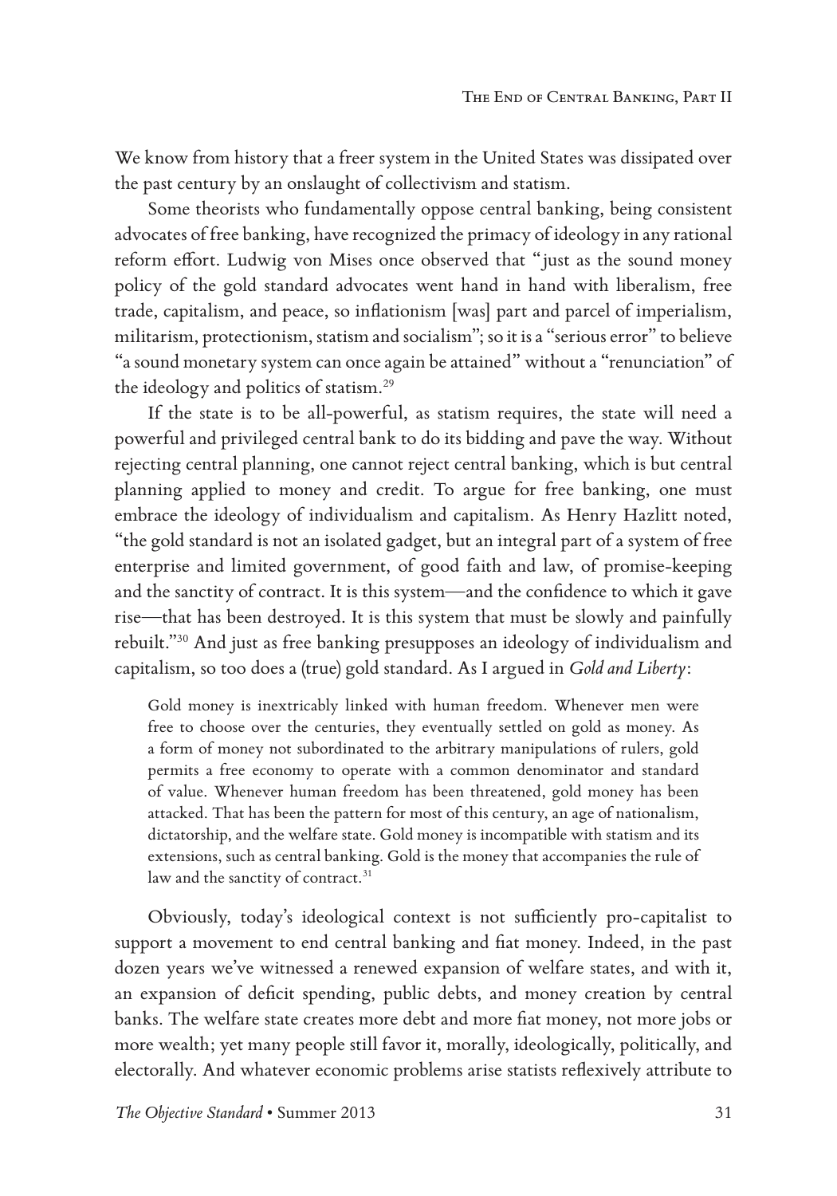We know from history that a freer system in the United States was dissipated over the past century by an onslaught of collectivism and statism.

Some theorists who fundamentally oppose central banking, being consistent advocates of free banking, have recognized the primacy of ideology in any rational reform effort. Ludwig von Mises once observed that "just as the sound money policy of the gold standard advocates went hand in hand with liberalism, free trade, capitalism, and peace, so inflationism [was] part and parcel of imperialism, militarism, protectionism, statism and socialism"; so it is a "serious error" to believe "a sound monetary system can once again be attained" without a "renunciation" of the ideology and politics of statism.[29]

If the state is to be all-powerful, as statism requires, the state will need a powerful and privileged central bank to do its bidding and pave the way. Without rejecting central planning, one cannot reject central banking, which is but central planning applied to money and credit. To argue for free banking, one must embrace the ideology of individualism and capitalism. As Henry Hazlitt noted, "the gold standard is not an isolated gadget, but an integral part of a system of free enterprise and limited government, of good faith and law, of promise-keeping and the sanctity of contract. It is this system—and the confidence to which it gave rise—that has been destroyed. It is this system that must be slowly and painfully rebuilt."[30] And just as free banking presupposes an ideology of individualism and capitalism, so too does a (true) gold standard. As I argued in *Gold and Liberty*:

> Gold money is inextricably linked with human freedom. Whenever men were free to choose over the centuries, they eventually settled on gold as money. As a form of money not subordinated to the arbitrary manipulations of rulers, gold permits a free economy to operate with a common denominator and standard of value. Whenever human freedom has been threatened, gold money has been attacked. That has been the pattern for most of this century, an age of nationalism, dictatorship, and the welfare state. Gold money is incompatible with statism and its extensions, such as central banking. Gold is the money that accompanies the rule of law and the sanctity of contract.[31]

Obviously, today's ideological context is not sufficiently pro-capitalist to support a movement to end central banking and fiat money. Indeed, in the past dozen years we've witnessed a renewed expansion of welfare states, and with it, an expansion of deficit spending, public debts, and money creation by central banks. The welfare state creates more debt and more fiat money, not more jobs or more wealth; yet many people still favor it, morally, ideologically, politically, and electorally. And whatever economic problems arise statists reflexively attribute to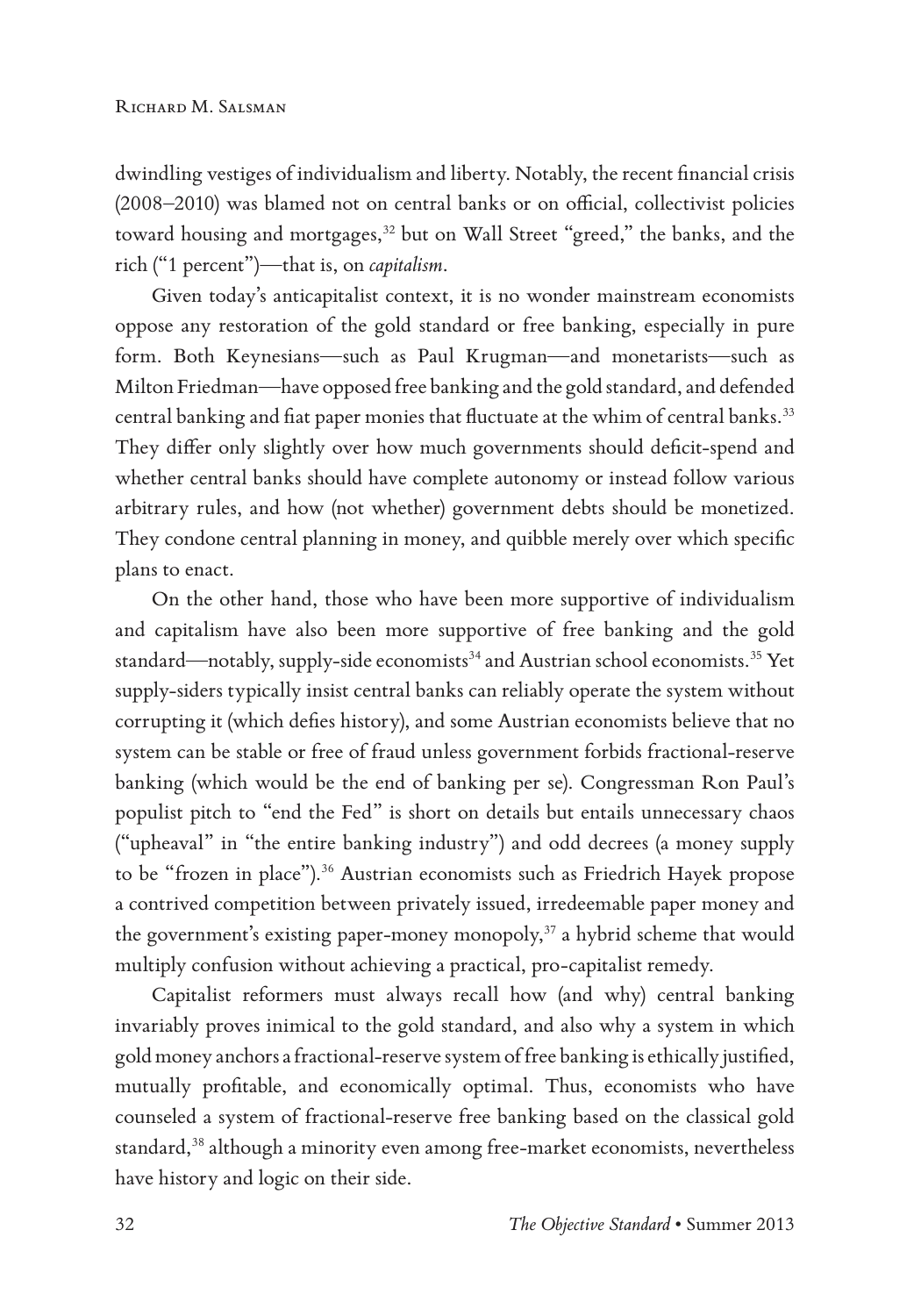dwindling vestiges of individualism and liberty. Notably, the recent financial crisis (2008–2010) was blamed not on central banks or on official, collectivist policies toward housing and mortgages,[32] but on Wall Street "greed," the banks, and the rich ("1 percent")—that is, on *capitalism*.

Given today's anticapitalist context, it is no wonder mainstream economists oppose any restoration of the gold standard or free banking, especially in pure form. Both Keynesians—such as Paul Krugman—and monetarists—such as Milton Friedman—have opposed free banking and the gold standard, and defended central banking and fiat paper monies that fluctuate at the whim of central banks.[33] They differ only slightly over how much governments should deficit-spend and whether central banks should have complete autonomy or instead follow various arbitrary rules, and how (not whether) government debts should be monetized. They condone central planning in money, and quibble merely over which specific plans to enact.

On the other hand, those who have been more supportive of individualism and capitalism have also been more supportive of free banking and the gold standard—notably, supply-side economists[34] and Austrian school economists.[35] Yet supply-siders typically insist central banks can reliably operate the system without corrupting it (which defies history), and some Austrian economists believe that no system can be stable or free of fraud unless government forbids fractional-reserve banking (which would be the end of banking per se). Congressman Ron Paul's populist pitch to "end the Fed" is short on details but entails unnecessary chaos ("upheaval" in "the entire banking industry") and odd decrees (a money supply to be "frozen in place").[36] Austrian economists such as Friedrich Hayek propose a contrived competition between privately issued, irredeemable paper money and the government's existing paper-money monopoly,[37] a hybrid scheme that would multiply confusion without achieving a practical, pro-capitalist remedy.

Capitalist reformers must always recall how (and why) central banking invariably proves inimical to the gold standard, and also why a system in which gold money anchors a fractional-reserve system of free banking is ethically justified, mutually profitable, and economically optimal. Thus, economists who have counseled a system of fractional-reserve free banking based on the classical gold standard,[38] although a minority even among free-market economists, nevertheless have history and logic on their side.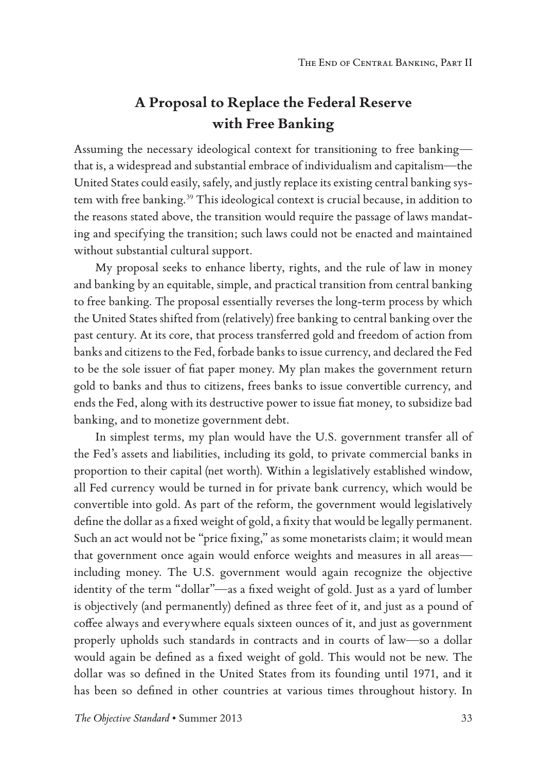## A Proposal to Replace the Federal Reserve with Free Banking

Assuming the necessary ideological context for transitioning to free banking—that is, a widespread and substantial embrace of individualism and capitalism—the United States could easily, safely, and justly replace its existing central banking system with free banking.[39] This ideological context is crucial because, in addition to the reasons stated above, the transition would require the passage of laws mandating and specifying the transition; such laws could not be enacted and maintained without substantial cultural support.

My proposal seeks to enhance liberty, rights, and the rule of law in money and banking by an equitable, simple, and practical transition from central banking to free banking. The proposal essentially reverses the long-term process by which the United States shifted from (relatively) free banking to central banking over the past century. At its core, that process transferred gold and freedom of action from banks and citizens to the Fed, forbade banks to issue currency, and declared the Fed to be the sole issuer of fiat paper money. My plan makes the government return gold to banks and thus to citizens, frees banks to issue convertible currency, and ends the Fed, along with its destructive power to issue fiat money, to subsidize bad banking, and to monetize government debt.

In simplest terms, my plan would have the U.S. government transfer all of the Fed's assets and liabilities, including its gold, to private commercial banks in proportion to their capital (net worth). Within a legislatively established window, all Fed currency would be turned in for private bank currency, which would be convertible into gold. As part of the reform, the government would legislatively define the dollar as a fixed weight of gold, a fixity that would be legally permanent. Such an act would not be "price fixing," as some monetarists claim; it would mean that government once again would enforce weights and measures in all areas—including money. The U.S. government would again recognize the objective identity of the term "dollar"—as a fixed weight of gold. Just as a yard of lumber is objectively (and permanently) defined as three feet of it, and just as a pound of coffee always and everywhere equals sixteen ounces of it, and just as government properly upholds such standards in contracts and in courts of law—so a dollar would again be defined as a fixed weight of gold. This would not be new. The dollar was so defined in the United States from its founding until 1971, and it has been so defined in other countries at various times throughout history. In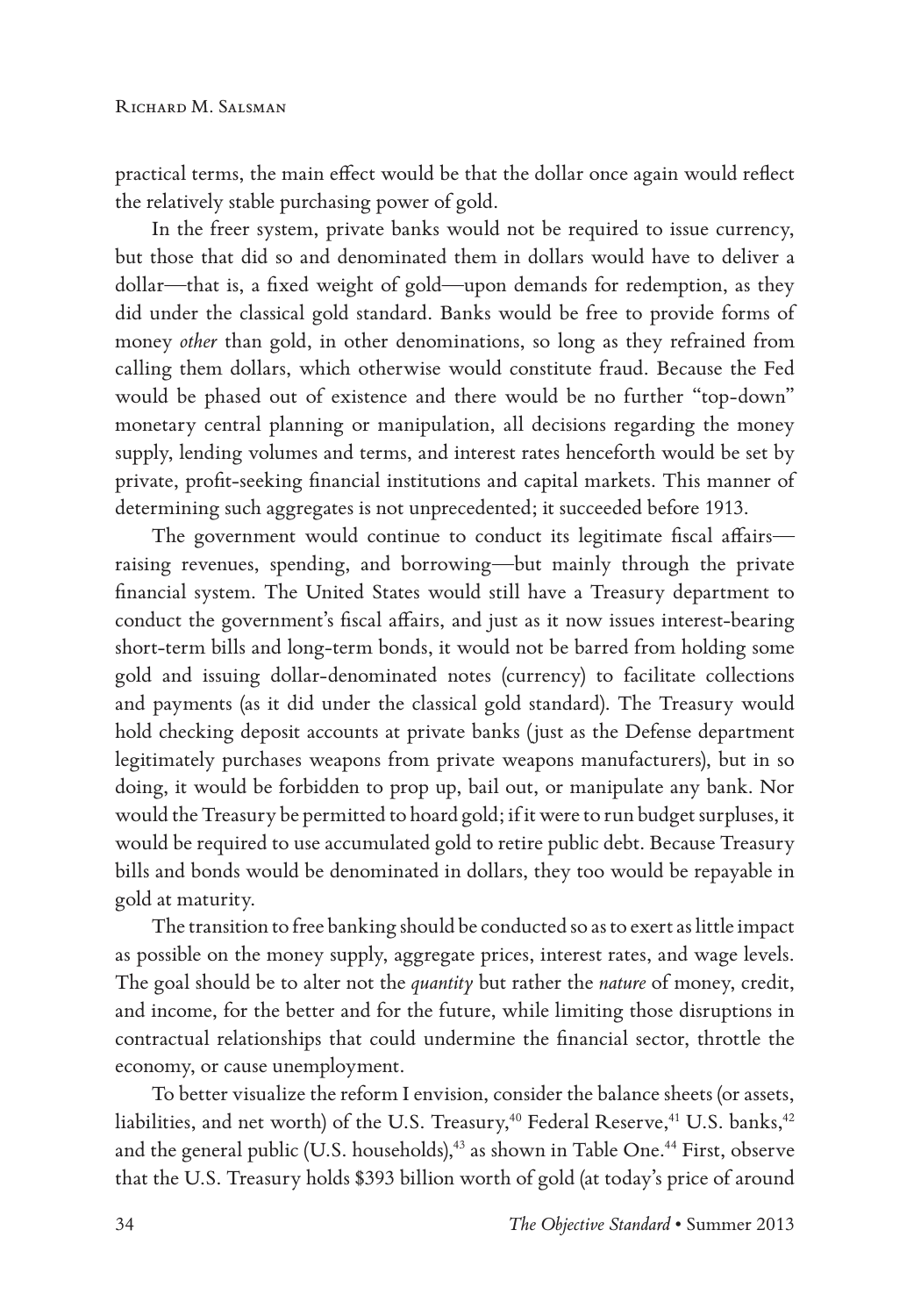practical terms, the main effect would be that the dollar once again would reflect the relatively stable purchasing power of gold.

In the freer system, private banks would not be required to issue currency, but those that did so and denominated them in dollars would have to deliver a dollar—that is, a fixed weight of gold—upon demands for redemption, as they did under the classical gold standard. Banks would be free to provide forms of money *other* than gold, in other denominations, so long as they refrained from calling them dollars, which otherwise would constitute fraud. Because the Fed would be phased out of existence and there would be no further "top-down" monetary central planning or manipulation, all decisions regarding the money supply, lending volumes and terms, and interest rates henceforth would be set by private, profit-seeking financial institutions and capital markets. This manner of determining such aggregates is not unprecedented; it succeeded before 1913.

The government would continue to conduct its legitimate fiscal affairs—raising revenues, spending, and borrowing—but mainly through the private financial system. The United States would still have a Treasury department to conduct the government's fiscal affairs, and just as it now issues interest-bearing short-term bills and long-term bonds, it would not be barred from holding some gold and issuing dollar-denominated notes (currency) to facilitate collections and payments (as it did under the classical gold standard). The Treasury would hold checking deposit accounts at private banks (just as the Defense department legitimately purchases weapons from private weapons manufacturers), but in so doing, it would be forbidden to prop up, bail out, or manipulate any bank. Nor would the Treasury be permitted to hoard gold; if it were to run budget surpluses, it would be required to use accumulated gold to retire public debt. Because Treasury bills and bonds would be denominated in dollars, they too would be repayable in gold at maturity.

The transition to free banking should be conducted so as to exert as little impact as possible on the money supply, aggregate prices, interest rates, and wage levels. The goal should be to alter not the *quantity* but rather the *nature* of money, credit, and income, for the better and for the future, while limiting those disruptions in contractual relationships that could undermine the financial sector, throttle the economy, or cause unemployment.

To better visualize the reform I envision, consider the balance sheets (or assets, liabilities, and net worth) of the U.S. Treasury,[40] Federal Reserve,[41] U.S. banks,[42] and the general public (U.S. households),[43] as shown in Table One.[44] First, observe that the U.S. Treasury holds $393 billion worth of gold (at today's price of around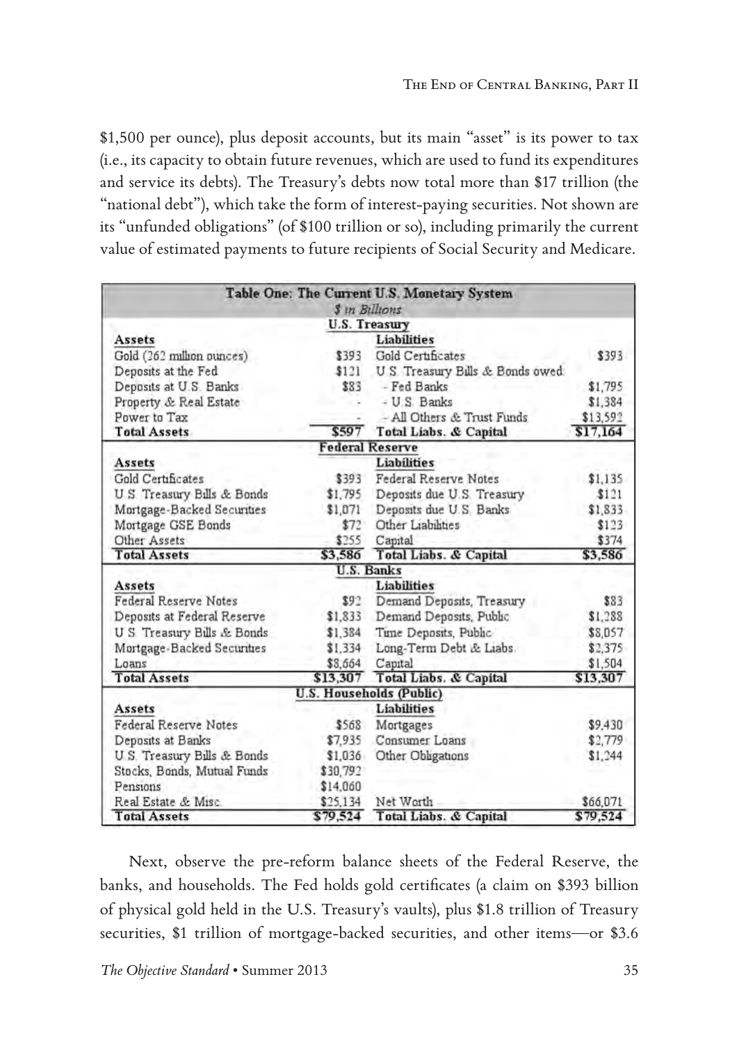$1,500 per ounce), plus deposit accounts, but its main "asset" is its power to tax (i.e., its capacity to obtain future revenues, which are used to fund its expenditures and service its debts). The Treasury's debts now total more than $17 trillion (the "national debt"), which take the form of interest-paying securities. Not shown are its "unfunded obligations" (of $100 trillion or so), including primarily the current value of estimated payments to future recipients of Social Security and Medicare.

| **Table One: The Current U.S. Monetary System** | | | |
|---|---|---|---|
| *$ in Billions* | | | |
| **U.S. Treasury** | | | |
| **Assets** | | **Liabilities** | |
| Gold (262 million ounces) | $393 | Gold Certificates | $393 |
| Deposits at the Fed | $121 | U.S. Treasury Bills & Bonds owed: | |
| Deposits at U.S. Banks | $83 | - Fed Banks | $1,795 |
| Property & Real Estate | - | - U.S. Banks | $1,384 |
| Power to Tax | - | - All Others & Trust Funds | $13,592 |
| **Total Assets** | **$597** | **Total Liabs. & Capital** | **$17,164** |
| **Federal Reserve** | | | |
| **Assets** | | **Liabilities** | |
| Gold Certificates | $393 | Federal Reserve Notes | $1,135 |
| U.S. Treasury Bills & Bonds | $1,795 | Deposits due U.S. Treasury | $121 |
| Mortgage-Backed Securities | $1,071 | Deposits due U.S. Banks | $1,833 |
| Mortgage GSE Bonds | $72 | Other Liabilities | $123 |
| Other Assets | $255 | Capital | $374 |
| **Total Assets** | **$3,586** | **Total Liabs. & Capital** | **$3,586** |
| **U.S. Banks** | | | |
| **Assets** | | **Liabilities** | |
| Federal Reserve Notes | $92 | Demand Deposits, Treasury | $83 |
| Deposits at Federal Reserve | $1,833 | Demand Deposits, Public | $1,288 |
| U.S. Treasury Bills & Bonds | $1,384 | Time Deposits, Public | $8,057 |
| Mortgage-Backed Securities | $1,334 | Long-Term Debt & Liabs. | $2,375 |
| Loans | $8,664 | Capital | $1,504 |
| **Total Assets** | **$13,307** | **Total Liabs. & Capital** | **$13,307** |
| **U.S. Households (Public)** | | | |
| **Assets** | | **Liabilities** | |
| Federal Reserve Notes | $568 | Mortgages | $9,430 |
| Deposits at Banks | $7,935 | Consumer Loans | $2,779 |
| U.S. Treasury Bills & Bonds | $1,036 | Other Obligations | $1,244 |
| Stocks, Bonds, Mutual Funds | $30,792 | | |
| Pensions | $14,060 | | |
| Real Estate & Misc. | $25,134 | Net Worth | $66,071 |
| **Total Assets** | **$79,524** | **Total Liabs. & Capital** | **$79,524** |

Next, observe the pre-reform balance sheets of the Federal Reserve, the banks, and households. The Fed holds gold certificates (a claim on $393 billion of physical gold held in the U.S. Treasury's vaults), plus $1.8 trillion of Treasury securities, $1 trillion of mortgage-backed securities, and other items—or $3.6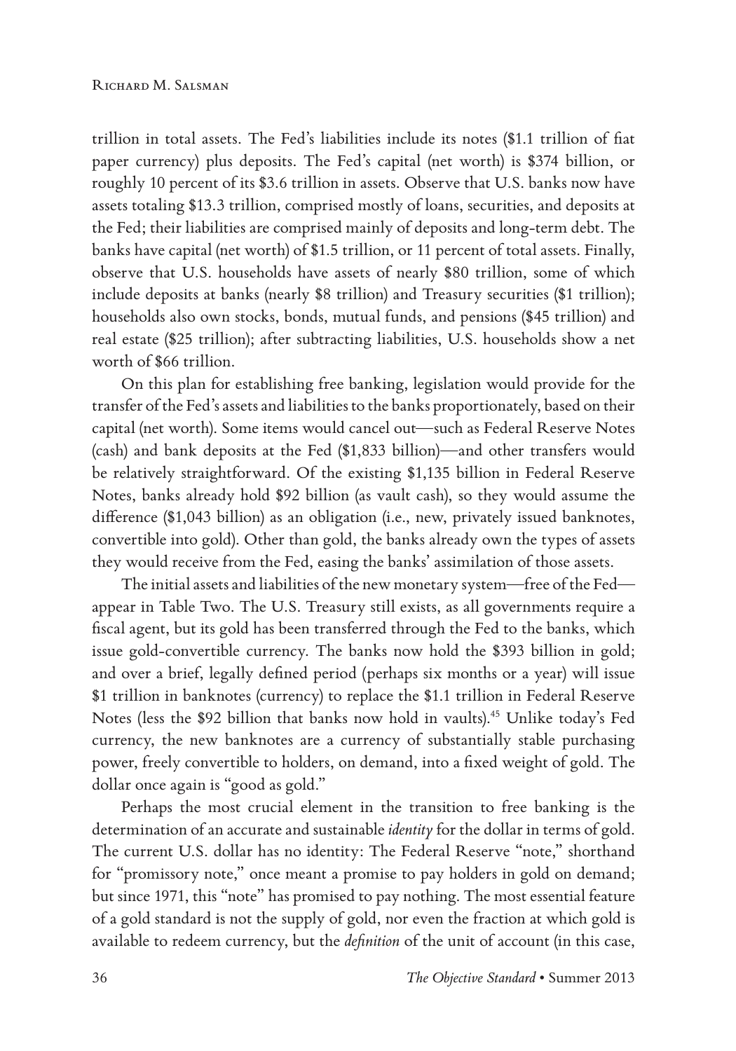trillion in total assets. The Fed's liabilities include its notes ($1.1 trillion of fiat paper currency) plus deposits. The Fed's capital (net worth) is $374 billion, or roughly 10 percent of its $3.6 trillion in assets. Observe that U.S. banks now have assets totaling $13.3 trillion, comprised mostly of loans, securities, and deposits at the Fed; their liabilities are comprised mainly of deposits and long-term debt. The banks have capital (net worth) of $1.5 trillion, or 11 percent of total assets. Finally, observe that U.S. households have assets of nearly $80 trillion, some of which include deposits at banks (nearly $8 trillion) and Treasury securities ($1 trillion); households also own stocks, bonds, mutual funds, and pensions ($45 trillion) and real estate ($25 trillion); after subtracting liabilities, U.S. households show a net worth of $66 trillion.

On this plan for establishing free banking, legislation would provide for the transfer of the Fed's assets and liabilities to the banks proportionately, based on their capital (net worth). Some items would cancel out—such as Federal Reserve Notes (cash) and bank deposits at the Fed ($1,833 billion)—and other transfers would be relatively straightforward. Of the existing $1,135 billion in Federal Reserve Notes, banks already hold $92 billion (as vault cash), so they would assume the difference ($1,043 billion) as an obligation (i.e., new, privately issued banknotes, convertible into gold). Other than gold, the banks already own the types of assets they would receive from the Fed, easing the banks' assimilation of those assets.

The initial assets and liabilities of the new monetary system—free of the Fed—appear in Table Two. The U.S. Treasury still exists, as all governments require a fiscal agent, but its gold has been transferred through the Fed to the banks, which issue gold-convertible currency. The banks now hold the $393 billion in gold; and over a brief, legally defined period (perhaps six months or a year) will issue $1 trillion in banknotes (currency) to replace the $1.1 trillion in Federal Reserve Notes (less the $92 billion that banks now hold in vaults).[45] Unlike today's Fed currency, the new banknotes are a currency of substantially stable purchasing power, freely convertible to holders, on demand, into a fixed weight of gold. The dollar once again is "good as gold."

Perhaps the most crucial element in the transition to free banking is the determination of an accurate and sustainable *identity* for the dollar in terms of gold. The current U.S. dollar has no identity: The Federal Reserve "note," shorthand for "promissory note," once meant a promise to pay holders in gold on demand; but since 1971, this "note" has promised to pay nothing. The most essential feature of a gold standard is not the supply of gold, nor even the fraction at which gold is available to redeem currency, but the *definition* of the unit of account (in this case,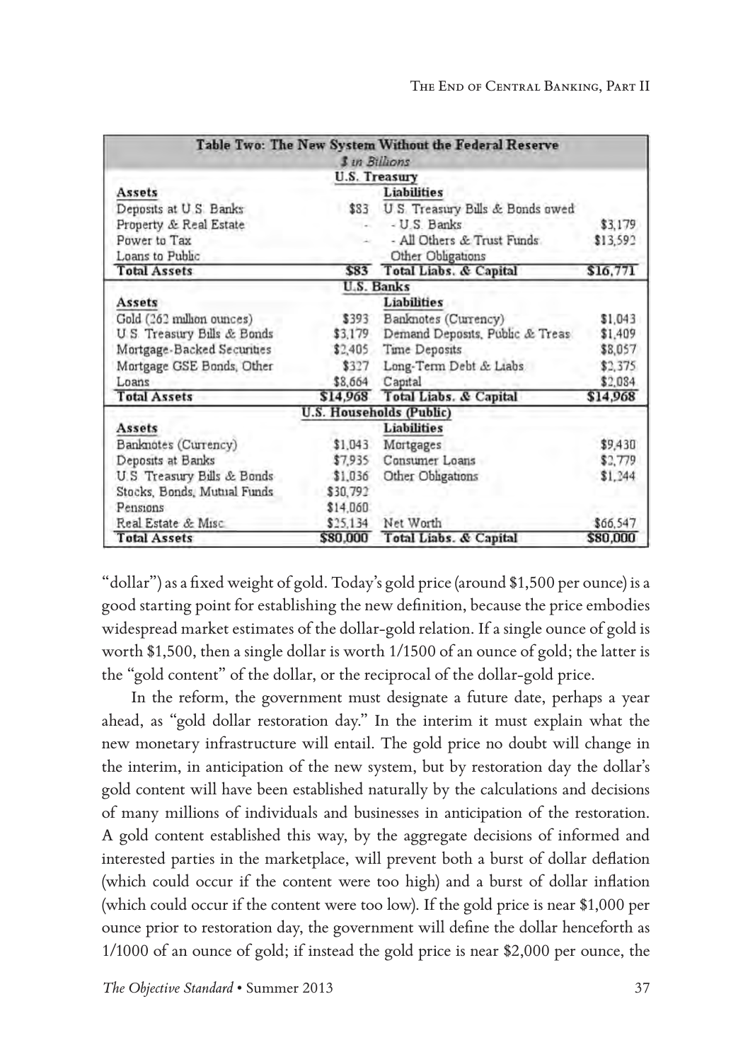| Table Two: The New System Without the Federal Reserve | | | |
|---|---|---|---|
| *$ in Billions* | | | |
| **U.S. Treasury** | | | |
| **Assets** | | **Liabilities** | |
| Deposits at U.S. Banks | $83 | U.S. Treasury Bills & Bonds owed | |
| Property & Real Estate | - | - U.S. Banks | $3,179 |
| Power to Tax | - | - All Others & Trust Funds | $13,592 |
| Loans to Public | | Other Obligations | |
| **Total Assets** | **$83** | **Total Liabs. & Capital** | **$16,771** |
| **U.S. Banks** | | | |
| **Assets** | | **Liabilities** | |
| Gold (262 million ounces) | $393 | Banknotes (Currency) | $1,043 |
| U.S. Treasury Bills & Bonds | $3,179 | Demand Deposits, Public & Treas | $1,409 |
| Mortgage-Backed Securities | $2,405 | Time Deposits | $8,057 |
| Mortgage GSE Bonds, Other | $327 | Long-Term Debt & Liabs | $2,375 |
| Loans | $8,664 | Capital | $2,084 |
| **Total Assets** | **$14,968** | **Total Liabs. & Capital** | **$14,968** |
| **U.S. Households (Public)** | | | |
| **Assets** | | **Liabilities** | |
| Banknotes (Currency) | $1,043 | Mortgages | $9,430 |
| Deposits at Banks | $7,935 | Consumer Loans | $2,779 |
| U.S. Treasury Bills & Bonds | $1,036 | Other Obligations | $1,244 |
| Stocks, Bonds, Mutual Funds | $30,792 | | |
| Pensions | $14,060 | | |
| Real Estate & Misc. | $25,134 | Net Worth | $66,547 |
| **Total Assets** | **$80,000** | **Total Liabs. & Capital** | **$80,000** |

"dollar") as a fixed weight of gold. Today's gold price (around $1,500 per ounce) is a good starting point for establishing the new definition, because the price embodies widespread market estimates of the dollar-gold relation. If a single ounce of gold is worth $1,500, then a single dollar is worth 1/1500 of an ounce of gold; the latter is the "gold content" of the dollar, or the reciprocal of the dollar-gold price.

In the reform, the government must designate a future date, perhaps a year ahead, as "gold dollar restoration day." In the interim it must explain what the new monetary infrastructure will entail. The gold price no doubt will change in the interim, in anticipation of the new system, but by restoration day the dollar's gold content will have been established naturally by the calculations and decisions of many millions of individuals and businesses in anticipation of the restoration. A gold content established this way, by the aggregate decisions of informed and interested parties in the marketplace, will prevent both a burst of dollar deflation (which could occur if the content were too high) and a burst of dollar inflation (which could occur if the content were too low). If the gold price is near $1,000 per ounce prior to restoration day, the government will define the dollar henceforth as 1/1000 of an ounce of gold; if instead the gold price is near $2,000 per ounce, the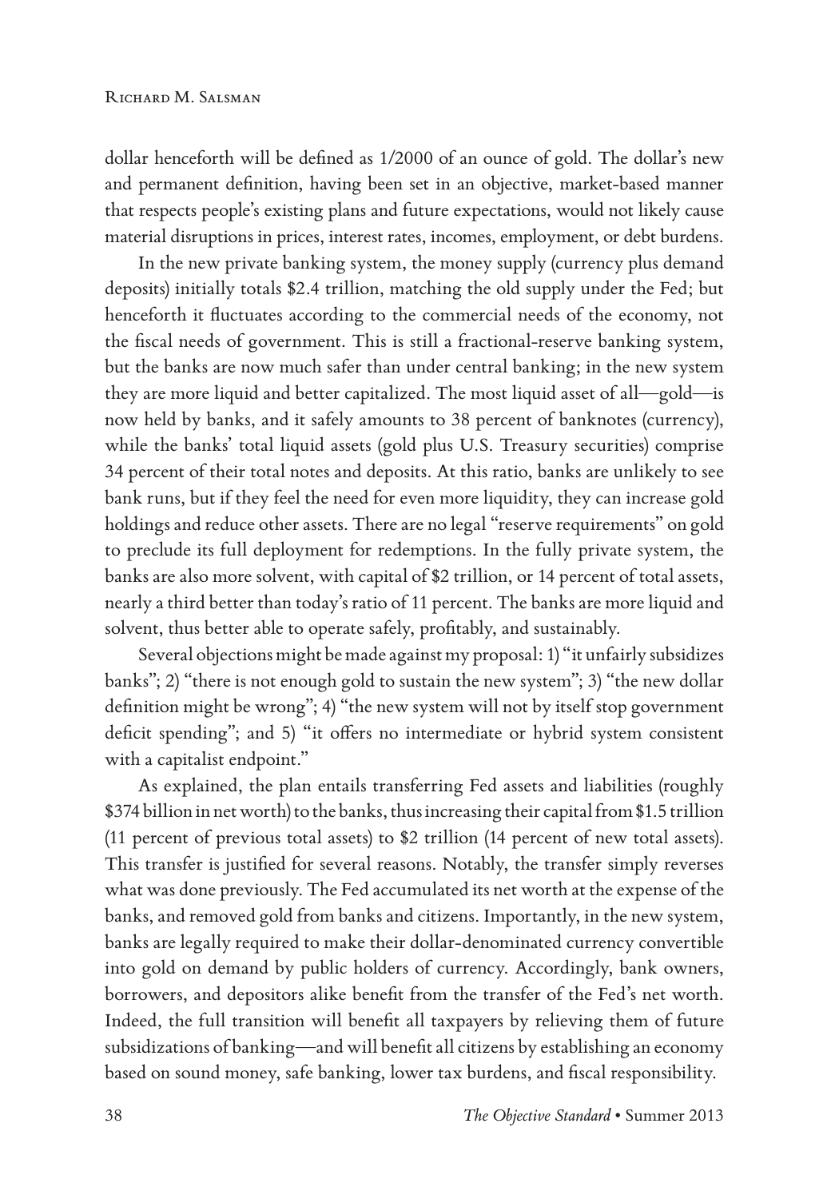dollar henceforth will be defined as 1/2000 of an ounce of gold. The dollar's new and permanent definition, having been set in an objective, market-based manner that respects people's existing plans and future expectations, would not likely cause material disruptions in prices, interest rates, incomes, employment, or debt burdens.

In the new private banking system, the money supply (currency plus demand deposits) initially totals $2.4 trillion, matching the old supply under the Fed; but henceforth it fluctuates according to the commercial needs of the economy, not the fiscal needs of government. This is still a fractional-reserve banking system, but the banks are now much safer than under central banking; in the new system they are more liquid and better capitalized. The most liquid asset of all—gold—is now held by banks, and it safely amounts to 38 percent of banknotes (currency), while the banks' total liquid assets (gold plus U.S. Treasury securities) comprise 34 percent of their total notes and deposits. At this ratio, banks are unlikely to see bank runs, but if they feel the need for even more liquidity, they can increase gold holdings and reduce other assets. There are no legal "reserve requirements" on gold to preclude its full deployment for redemptions. In the fully private system, the banks are also more solvent, with capital of $2 trillion, or 14 percent of total assets, nearly a third better than today's ratio of 11 percent. The banks are more liquid and solvent, thus better able to operate safely, profitably, and sustainably.

Several objections might be made against my proposal: 1) "it unfairly subsidizes banks"; 2) "there is not enough gold to sustain the new system"; 3) "the new dollar definition might be wrong"; 4) "the new system will not by itself stop government deficit spending"; and 5) "it offers no intermediate or hybrid system consistent with a capitalist endpoint."

As explained, the plan entails transferring Fed assets and liabilities (roughly $374 billion in net worth) to the banks, thus increasing their capital from $1.5 trillion (11 percent of previous total assets) to $2 trillion (14 percent of new total assets). This transfer is justified for several reasons. Notably, the transfer simply reverses what was done previously. The Fed accumulated its net worth at the expense of the banks, and removed gold from banks and citizens. Importantly, in the new system, banks are legally required to make their dollar-denominated currency convertible into gold on demand by public holders of currency. Accordingly, bank owners, borrowers, and depositors alike benefit from the transfer of the Fed's net worth. Indeed, the full transition will benefit all taxpayers by relieving them of future subsidizations of banking—and will benefit all citizens by establishing an economy based on sound money, safe banking, lower tax burdens, and fiscal responsibility.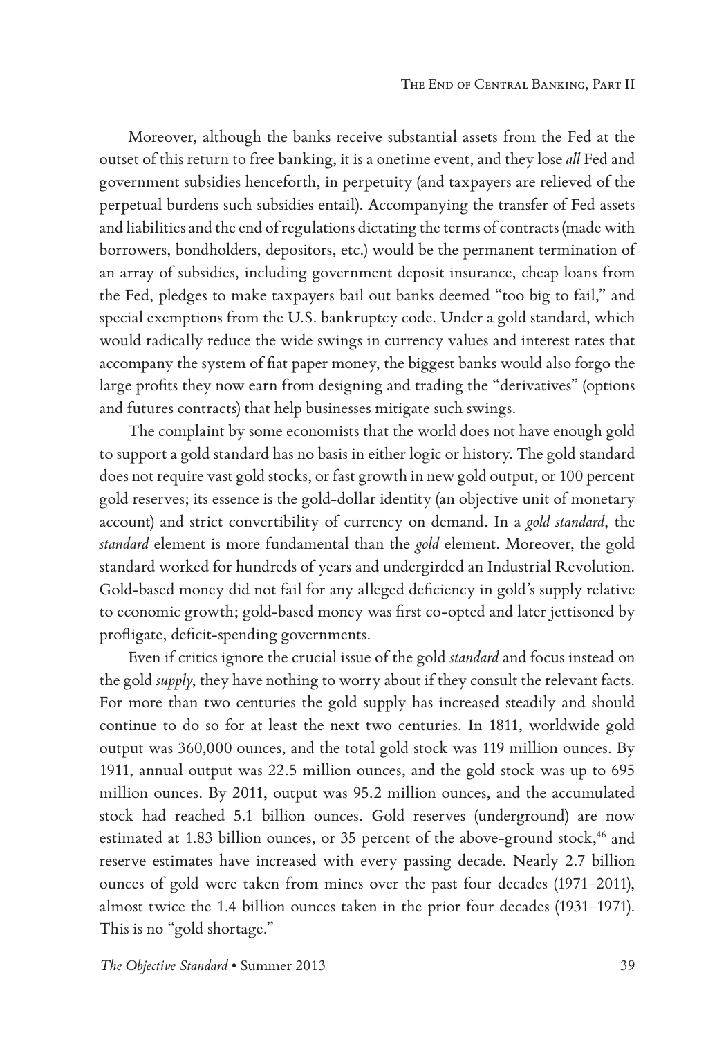Moreover, although the banks receive substantial assets from the Fed at the outset of this return to free banking, it is a onetime event, and they lose *all* Fed and government subsidies henceforth, in perpetuity (and taxpayers are relieved of the perpetual burdens such subsidies entail). Accompanying the transfer of Fed assets and liabilities and the end of regulations dictating the terms of contracts (made with borrowers, bondholders, depositors, etc.) would be the permanent termination of an array of subsidies, including government deposit insurance, cheap loans from the Fed, pledges to make taxpayers bail out banks deemed "too big to fail," and special exemptions from the U.S. bankruptcy code. Under a gold standard, which would radically reduce the wide swings in currency values and interest rates that accompany the system of fiat paper money, the biggest banks would also forgo the large profits they now earn from designing and trading the "derivatives" (options and futures contracts) that help businesses mitigate such swings.

The complaint by some economists that the world does not have enough gold to support a gold standard has no basis in either logic or history. The gold standard does not require vast gold stocks, or fast growth in new gold output, or 100 percent gold reserves; its essence is the gold-dollar identity (an objective unit of monetary account) and strict convertibility of currency on demand. In a *gold standard*, the *standard* element is more fundamental than the *gold* element. Moreover, the gold standard worked for hundreds of years and undergirded an Industrial Revolution. Gold-based money did not fail for any alleged deficiency in gold's supply relative to economic growth; gold-based money was first co-opted and later jettisoned by profligate, deficit-spending governments.

Even if critics ignore the crucial issue of the gold *standard* and focus instead on the gold *supply*, they have nothing to worry about if they consult the relevant facts. For more than two centuries the gold supply has increased steadily and should continue to do so for at least the next two centuries. In 1811, worldwide gold output was 360,000 ounces, and the total gold stock was 119 million ounces. By 1911, annual output was 22.5 million ounces, and the gold stock was up to 695 million ounces. By 2011, output was 95.2 million ounces, and the accumulated stock had reached 5.1 billion ounces. Gold reserves (underground) are now estimated at 1.83 billion ounces, or 35 percent of the above-ground stock,[46] and reserve estimates have increased with every passing decade. Nearly 2.7 billion ounces of gold were taken from mines over the past four decades (1971–2011), almost twice the 1.4 billion ounces taken in the prior four decades (1931–1971). This is no "gold shortage."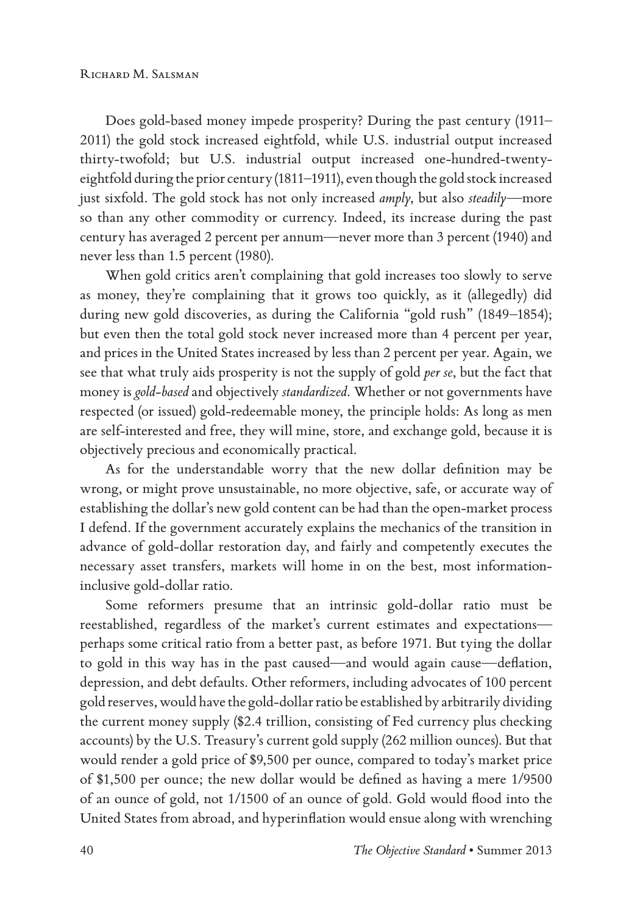Does gold-based money impede prosperity? During the past century (1911–2011) the gold stock increased eightfold, while U.S. industrial output increased thirty-twofold; but U.S. industrial output increased one-hundred-twenty-eightfold during the prior century (1811–1911), even though the gold stock increased just sixfold. The gold stock has not only increased *amply*, but also *steadily*—more so than any other commodity or currency. Indeed, its increase during the past century has averaged 2 percent per annum—never more than 3 percent (1940) and never less than 1.5 percent (1980).

When gold critics aren't complaining that gold increases too slowly to serve as money, they're complaining that it grows too quickly, as it (allegedly) did during new gold discoveries, as during the California "gold rush" (1849–1854); but even then the total gold stock never increased more than 4 percent per year, and prices in the United States increased by less than 2 percent per year. Again, we see that what truly aids prosperity is not the supply of gold *per se*, but the fact that money is *gold-based* and objectively *standardized*. Whether or not governments have respected (or issued) gold-redeemable money, the principle holds: As long as men are self-interested and free, they will mine, store, and exchange gold, because it is objectively precious and economically practical.

As for the understandable worry that the new dollar definition may be wrong, or might prove unsustainable, no more objective, safe, or accurate way of establishing the dollar's new gold content can be had than the open-market process I defend. If the government accurately explains the mechanics of the transition in advance of gold-dollar restoration day, and fairly and competently executes the necessary asset transfers, markets will home in on the best, most information-inclusive gold-dollar ratio.

Some reformers presume that an intrinsic gold-dollar ratio must be reestablished, regardless of the market's current estimates and expectations—perhaps some critical ratio from a better past, as before 1971. But tying the dollar to gold in this way has in the past caused—and would again cause—deflation, depression, and debt defaults. Other reformers, including advocates of 100 percent gold reserves, would have the gold-dollar ratio be established by arbitrarily dividing the current money supply ($2.4 trillion, consisting of Fed currency plus checking accounts) by the U.S. Treasury's current gold supply (262 million ounces). But that would render a gold price of $9,500 per ounce, compared to today's market price of $1,500 per ounce; the new dollar would be defined as having a mere 1/9500 of an ounce of gold, not 1/1500 of an ounce of gold. Gold would flood into the United States from abroad, and hyperinflation would ensue along with wrenching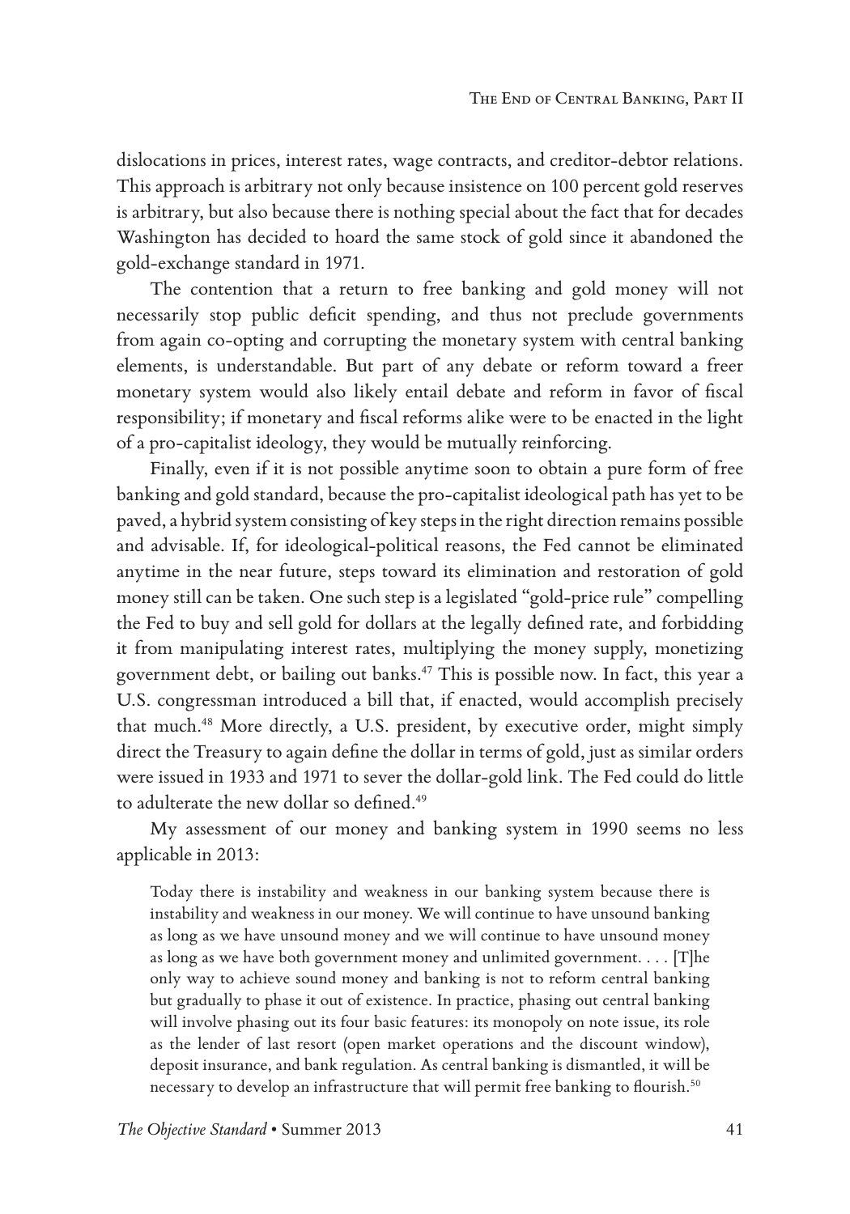dislocations in prices, interest rates, wage contracts, and creditor-debtor relations. This approach is arbitrary not only because insistence on 100 percent gold reserves is arbitrary, but also because there is nothing special about the fact that for decades Washington has decided to hoard the same stock of gold since it abandoned the gold-exchange standard in 1971.

The contention that a return to free banking and gold money will not necessarily stop public deficit spending, and thus not preclude governments from again co-opting and corrupting the monetary system with central banking elements, is understandable. But part of any debate or reform toward a freer monetary system would also likely entail debate and reform in favor of fiscal responsibility; if monetary and fiscal reforms alike were to be enacted in the light of a pro-capitalist ideology, they would be mutually reinforcing.

Finally, even if it is not possible anytime soon to obtain a pure form of free banking and gold standard, because the pro-capitalist ideological path has yet to be paved, a hybrid system consisting of key steps in the right direction remains possible and advisable. If, for ideological-political reasons, the Fed cannot be eliminated anytime in the near future, steps toward its elimination and restoration of gold money still can be taken. One such step is a legislated "gold-price rule" compelling the Fed to buy and sell gold for dollars at the legally defined rate, and forbidding it from manipulating interest rates, multiplying the money supply, monetizing government debt, or bailing out banks.[47] This is possible now. In fact, this year a U.S. congressman introduced a bill that, if enacted, would accomplish precisely that much.[48] More directly, a U.S. president, by executive order, might simply direct the Treasury to again define the dollar in terms of gold, just as similar orders were issued in 1933 and 1971 to sever the dollar-gold link. The Fed could do little to adulterate the new dollar so defined.[49]

My assessment of our money and banking system in 1990 seems no less applicable in 2013:

> Today there is instability and weakness in our banking system because there is instability and weakness in our money. We will continue to have unsound banking as long as we have unsound money and we will continue to have unsound money as long as we have both government money and unlimited government. . . . [T]he only way to achieve sound money and banking is not to reform central banking but gradually to phase it out of existence. In practice, phasing out central banking will involve phasing out its four basic features: its monopoly on note issue, its role as the lender of last resort (open market operations and the discount window), deposit insurance, and bank regulation. As central banking is dismantled, it will be necessary to develop an infrastructure that will permit free banking to flourish.[50]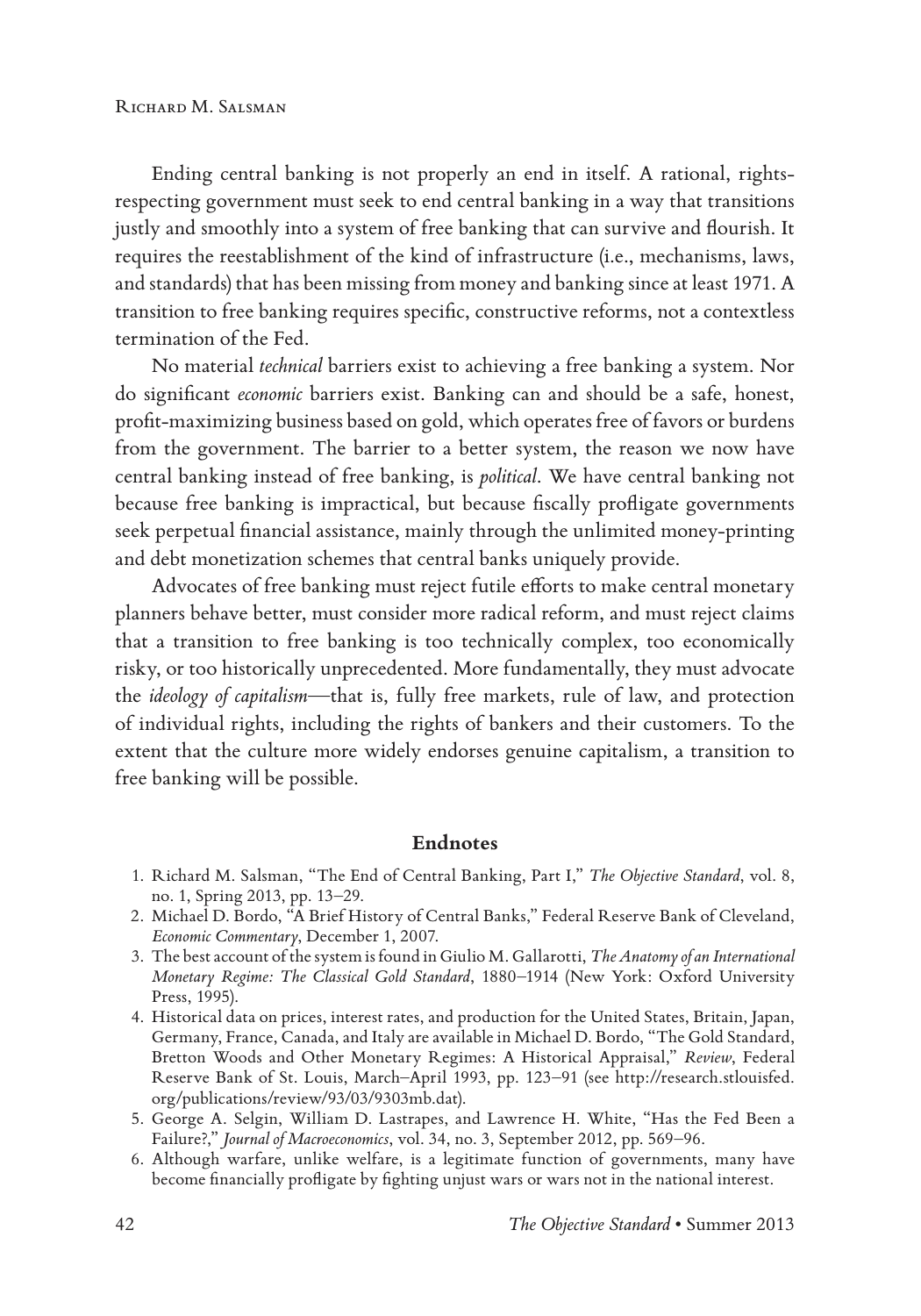Ending central banking is not properly an end in itself. A rational, rights-respecting government must seek to end central banking in a way that transitions justly and smoothly into a system of free banking that can survive and flourish. It requires the reestablishment of the kind of infrastructure (i.e., mechanisms, laws, and standards) that has been missing from money and banking since at least 1971. A transition to free banking requires specific, constructive reforms, not a contextless termination of the Fed.

No material *technical* barriers exist to achieving a free banking a system. Nor do significant *economic* barriers exist. Banking can and should be a safe, honest, profit-maximizing business based on gold, which operates free of favors or burdens from the government. The barrier to a better system, the reason we now have central banking instead of free banking, is *political*. We have central banking not because free banking is impractical, but because fiscally profligate governments seek perpetual financial assistance, mainly through the unlimited money-printing and debt monetization schemes that central banks uniquely provide.

Advocates of free banking must reject futile efforts to make central monetary planners behave better, must consider more radical reform, and must reject claims that a transition to free banking is too technically complex, too economically risky, or too historically unprecedented. More fundamentally, they must advocate the *ideology of capitalism*—that is, fully free markets, rule of law, and protection of individual rights, including the rights of bankers and their customers. To the extent that the culture more widely endorses genuine capitalism, a transition to free banking will be possible.

## Endnotes

1. Richard M. Salsman, "The End of Central Banking, Part I," *The Objective Standard*, vol. 8, no. 1, Spring 2013, pp. 13–29.
2. Michael D. Bordo, "A Brief History of Central Banks," Federal Reserve Bank of Cleveland, *Economic Commentary*, December 1, 2007.
3. The best account of the system is found in Giulio M. Gallarotti, *The Anatomy of an International Monetary Regime: The Classical Gold Standard*, 1880–1914 (New York: Oxford University Press, 1995).
4. Historical data on prices, interest rates, and production for the United States, Britain, Japan, Germany, France, Canada, and Italy are available in Michael D. Bordo, "The Gold Standard, Bretton Woods and Other Monetary Regimes: A Historical Appraisal," *Review*, Federal Reserve Bank of St. Louis, March–April 1993, pp. 123–91 (see http://research.stlouisfed.org/publications/review/93/03/9303mb.dat).
5. George A. Selgin, William D. Lastrapes, and Lawrence H. White, "Has the Fed Been a Failure?," *Journal of Macroeconomics*, vol. 34, no. 3, September 2012, pp. 569–96.
6. Although warfare, unlike welfare, is a legitimate function of governments, many have become financially profligate by fighting unjust wars or wars not in the national interest.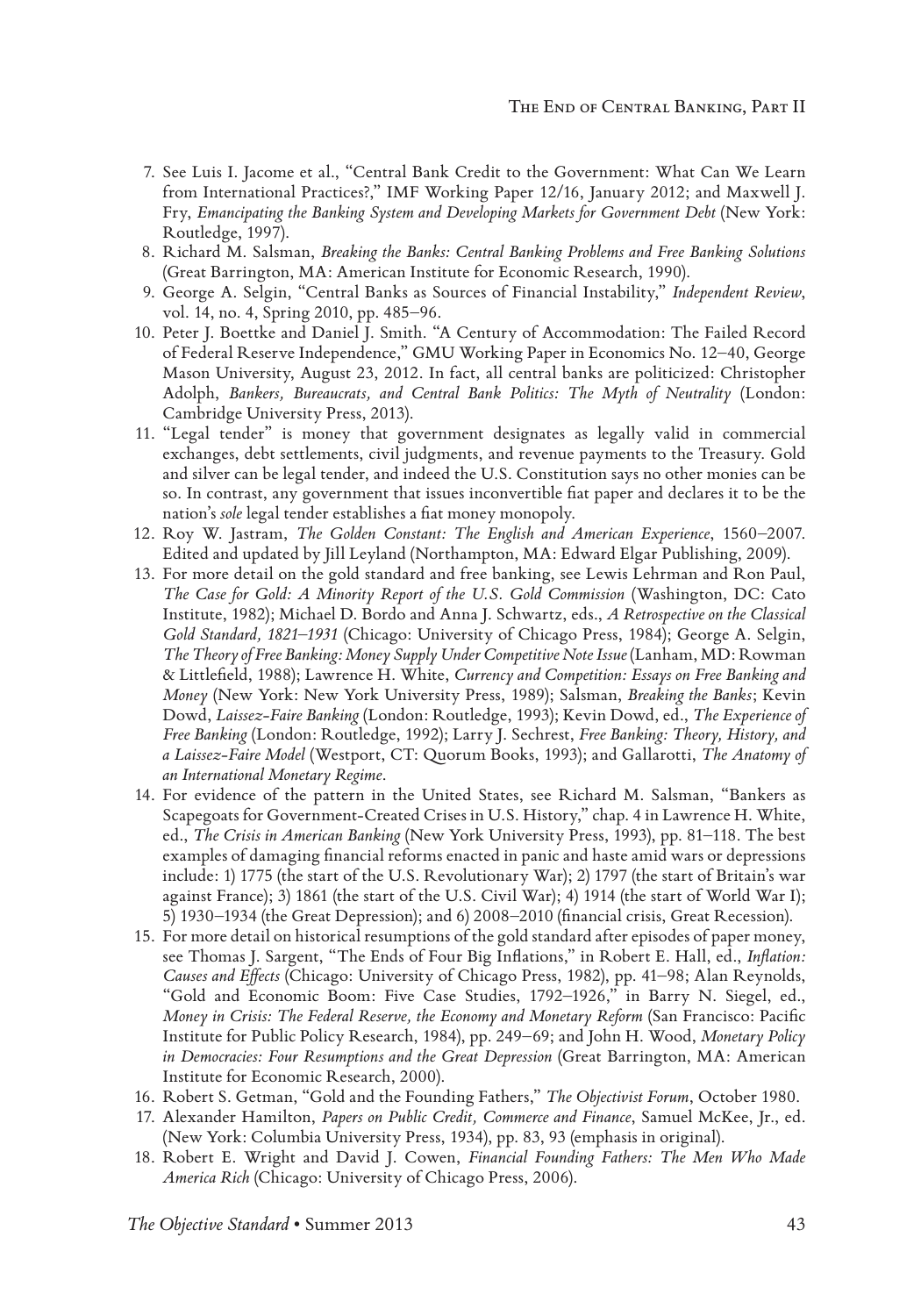7. See Luis I. Jacome et al., "Central Bank Credit to the Government: What Can We Learn from International Practices?," IMF Working Paper 12/16, January 2012; and Maxwell J. Fry, *Emancipating the Banking System and Developing Markets for Government Debt* (New York: Routledge, 1997).
8. Richard M. Salsman, *Breaking the Banks: Central Banking Problems and Free Banking Solutions* (Great Barrington, MA: American Institute for Economic Research, 1990).
9. George A. Selgin, "Central Banks as Sources of Financial Instability," *Independent Review*, vol. 14, no. 4, Spring 2010, pp. 485–96.
10. Peter J. Boettke and Daniel J. Smith. "A Century of Accommodation: The Failed Record of Federal Reserve Independence," GMU Working Paper in Economics No. 12–40, George Mason University, August 23, 2012. In fact, all central banks are politicized: Christopher Adolph, *Bankers, Bureaucrats, and Central Bank Politics: The Myth of Neutrality* (London: Cambridge University Press, 2013).
11. "Legal tender" is money that government designates as legally valid in commercial exchanges, debt settlements, civil judgments, and revenue payments to the Treasury. Gold and silver can be legal tender, and indeed the U.S. Constitution says no other monies can be so. In contrast, any government that issues inconvertible fiat paper and declares it to be the nation's *sole* legal tender establishes a fiat money monopoly.
12. Roy W. Jastram, *The Golden Constant: The English and American Experience*, 1560–2007. Edited and updated by Jill Leyland (Northampton, MA: Edward Elgar Publishing, 2009).
13. For more detail on the gold standard and free banking, see Lewis Lehrman and Ron Paul, *The Case for Gold: A Minority Report of the U.S. Gold Commission* (Washington, DC: Cato Institute, 1982); Michael D. Bordo and Anna J. Schwartz, eds., *A Retrospective on the Classical Gold Standard, 1821–1931* (Chicago: University of Chicago Press, 1984); George A. Selgin, *The Theory of Free Banking: Money Supply Under Competitive Note Issue* (Lanham, MD: Rowman & Littlefield, 1988); Lawrence H. White, *Currency and Competition: Essays on Free Banking and Money* (New York: New York University Press, 1989); Salsman, *Breaking the Banks*; Kevin Dowd, *Laissez-Faire Banking* (London: Routledge, 1993); Kevin Dowd, ed., *The Experience of Free Banking* (London: Routledge, 1992); Larry J. Sechrest, *Free Banking: Theory, History, and a Laissez-Faire Model* (Westport, CT: Quorum Books, 1993); and Gallarotti, *The Anatomy of an International Monetary Regime*.
14. For evidence of the pattern in the United States, see Richard M. Salsman, "Bankers as Scapegoats for Government-Created Crises in U.S. History," chap. 4 in Lawrence H. White, ed., *The Crisis in American Banking* (New York University Press, 1993), pp. 81–118. The best examples of damaging financial reforms enacted in panic and haste amid wars or depressions include: 1) 1775 (the start of the U.S. Revolutionary War); 2) 1797 (the start of Britain's war against France); 3) 1861 (the start of the U.S. Civil War); 4) 1914 (the start of World War I); 5) 1930–1934 (the Great Depression); and 6) 2008–2010 (financial crisis, Great Recession).
15. For more detail on historical resumptions of the gold standard after episodes of paper money, see Thomas J. Sargent, "The Ends of Four Big Inflations," in Robert E. Hall, ed., *Inflation: Causes and Effects* (Chicago: University of Chicago Press, 1982), pp. 41–98; Alan Reynolds, "Gold and Economic Boom: Five Case Studies, 1792–1926," in Barry N. Siegel, ed., *Money in Crisis: The Federal Reserve, the Economy and Monetary Reform* (San Francisco: Pacific Institute for Public Policy Research, 1984), pp. 249–69; and John H. Wood, *Monetary Policy in Democracies: Four Resumptions and the Great Depression* (Great Barrington, MA: American Institute for Economic Research, 2000).
16. Robert S. Getman, "Gold and the Founding Fathers," *The Objectivist Forum*, October 1980.
17. Alexander Hamilton, *Papers on Public Credit, Commerce and Finance*, Samuel McKee, Jr., ed. (New York: Columbia University Press, 1934), pp. 83, 93 (emphasis in original).
18. Robert E. Wright and David J. Cowen, *Financial Founding Fathers: The Men Who Made America Rich* (Chicago: University of Chicago Press, 2006).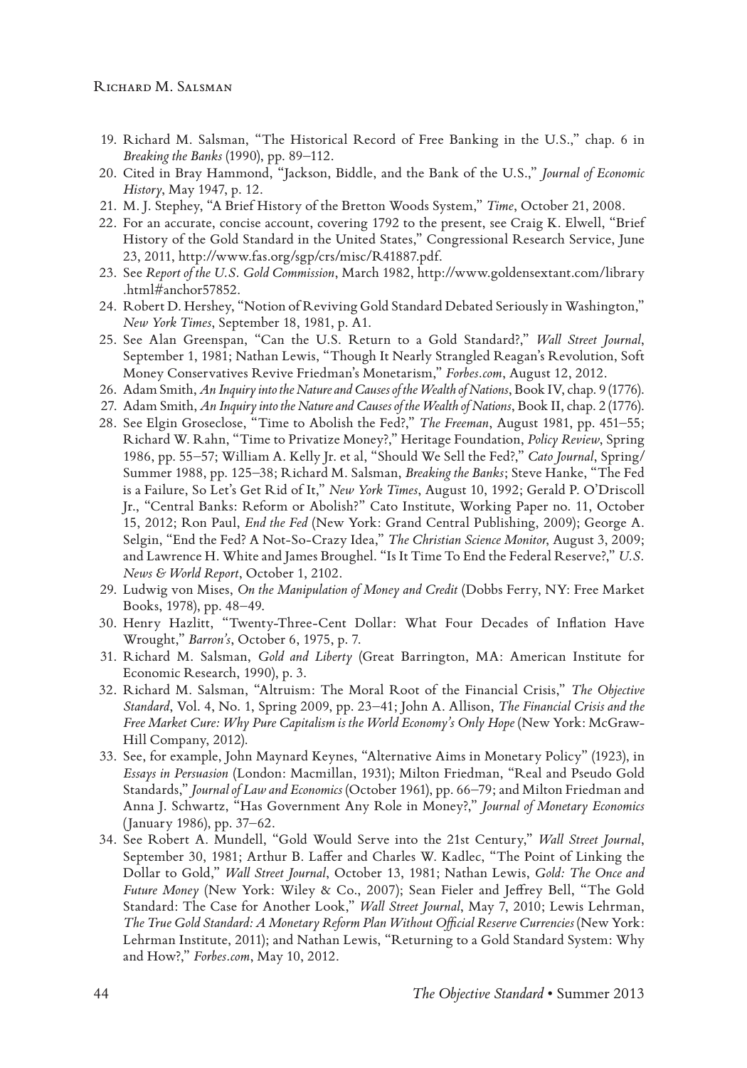19. Richard M. Salsman, "The Historical Record of Free Banking in the U.S.," chap. 6 in *Breaking the Banks* (1990), pp. 89–112.
20. Cited in Bray Hammond, "Jackson, Biddle, and the Bank of the U.S.," *Journal of Economic History*, May 1947, p. 12.
21. M. J. Stephey, "A Brief History of the Bretton Woods System," *Time*, October 21, 2008.
22. For an accurate, concise account, covering 1792 to the present, see Craig K. Elwell, "Brief History of the Gold Standard in the United States," Congressional Research Service, June 23, 2011, http://www.fas.org/sgp/crs/misc/R41887.pdf.
23. See *Report of the U.S. Gold Commission*, March 1982, http://www.goldensextant.com/library.html#anchor57852.
24. Robert D. Hershey, "Notion of Reviving Gold Standard Debated Seriously in Washington," *New York Times*, September 18, 1981, p. A1.
25. See Alan Greenspan, "Can the U.S. Return to a Gold Standard?," *Wall Street Journal*, September 1, 1981; Nathan Lewis, "Though It Nearly Strangled Reagan's Revolution, Soft Money Conservatives Revive Friedman's Monetarism," *Forbes.com*, August 12, 2012.
26. Adam Smith, *An Inquiry into the Nature and Causes of the Wealth of Nations*, Book IV, chap. 9 (1776).
27. Adam Smith, *An Inquiry into the Nature and Causes of the Wealth of Nations*, Book II, chap. 2 (1776).
28. See Elgin Groseclose, "Time to Abolish the Fed?," *The Freeman*, August 1981, pp. 451–55; Richard W. Rahn, "Time to Privatize Money?," Heritage Foundation, *Policy Review*, Spring 1986, pp. 55–57; William A. Kelly Jr. et al, "Should We Sell the Fed?," *Cato Journal*, Spring/Summer 1988, pp. 125–38; Richard M. Salsman, *Breaking the Banks*; Steve Hanke, "The Fed is a Failure, So Let's Get Rid of It," *New York Times*, August 10, 1992; Gerald P. O'Driscoll Jr., "Central Banks: Reform or Abolish?" Cato Institute, Working Paper no. 11, October 15, 2012; Ron Paul, *End the Fed* (New York: Grand Central Publishing, 2009); George A. Selgin, "End the Fed? A Not-So-Crazy Idea," *The Christian Science Monitor*, August 3, 2009; and Lawrence H. White and James Broughel. "Is It Time To End the Federal Reserve?," *U.S. News & World Report*, October 1, 2102.
29. Ludwig von Mises, *On the Manipulation of Money and Credit* (Dobbs Ferry, NY: Free Market Books, 1978), pp. 48–49.
30. Henry Hazlitt, "Twenty-Three-Cent Dollar: What Four Decades of Inflation Have Wrought," *Barron's*, October 6, 1975, p. 7.
31. Richard M. Salsman, *Gold and Liberty* (Great Barrington, MA: American Institute for Economic Research, 1990), p. 3.
32. Richard M. Salsman, "Altruism: The Moral Root of the Financial Crisis," *The Objective Standard*, Vol. 4, No. 1, Spring 2009, pp. 23–41; John A. Allison, *The Financial Crisis and the Free Market Cure: Why Pure Capitalism is the World Economy's Only Hope* (New York: McGraw-Hill Company, 2012).
33. See, for example, John Maynard Keynes, "Alternative Aims in Monetary Policy" (1923), in *Essays in Persuasion* (London: Macmillan, 1931); Milton Friedman, "Real and Pseudo Gold Standards," *Journal of Law and Economics* (October 1961), pp. 66–79; and Milton Friedman and Anna J. Schwartz, "Has Government Any Role in Money?," *Journal of Monetary Economics* (January 1986), pp. 37–62.
34. See Robert A. Mundell, "Gold Would Serve into the 21st Century," *Wall Street Journal*, September 30, 1981; Arthur B. Laffer and Charles W. Kadlec, "The Point of Linking the Dollar to Gold," *Wall Street Journal*, October 13, 1981; Nathan Lewis, *Gold: The Once and Future Money* (New York: Wiley & Co., 2007); Sean Fieler and Jeffrey Bell, "The Gold Standard: The Case for Another Look," *Wall Street Journal*, May 7, 2010; Lewis Lehrman, *The True Gold Standard: A Monetary Reform Plan Without Official Reserve Currencies* (New York: Lehrman Institute, 2011); and Nathan Lewis, "Returning to a Gold Standard System: Why and How?," *Forbes.com*, May 10, 2012.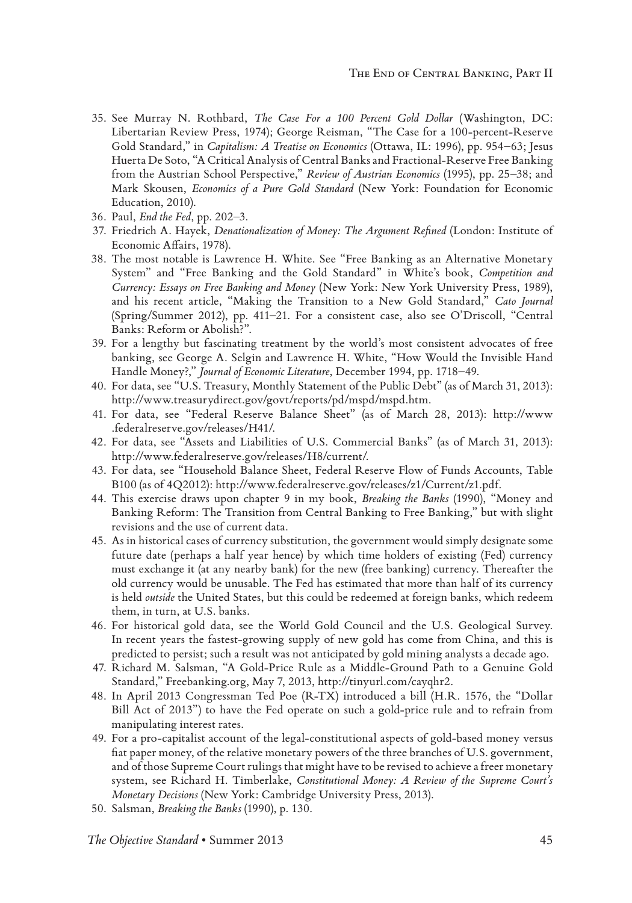35. See Murray N. Rothbard, *The Case For a 100 Percent Gold Dollar* (Washington, DC: Libertarian Review Press, 1974); George Reisman, "The Case for a 100-percent-Reserve Gold Standard," in *Capitalism: A Treatise on Economics* (Ottawa, IL: 1996), pp. 954–63; Jesus Huerta De Soto, "A Critical Analysis of Central Banks and Fractional-Reserve Free Banking from the Austrian School Perspective," *Review of Austrian Economics* (1995), pp. 25–38; and Mark Skousen, *Economics of a Pure Gold Standard* (New York: Foundation for Economic Education, 2010).
36. Paul, *End the Fed*, pp. 202–3.
37. Friedrich A. Hayek, *Denationalization of Money: The Argument Refined* (London: Institute of Economic Affairs, 1978).
38. The most notable is Lawrence H. White. See "Free Banking as an Alternative Monetary System" and "Free Banking and the Gold Standard" in White's book, *Competition and Currency: Essays on Free Banking and Money* (New York: New York University Press, 1989), and his recent article, "Making the Transition to a New Gold Standard," *Cato Journal* (Spring/Summer 2012), pp. 411–21. For a consistent case, also see O'Driscoll, "Central Banks: Reform or Abolish?".
39. For a lengthy but fascinating treatment by the world's most consistent advocates of free banking, see George A. Selgin and Lawrence H. White, "How Would the Invisible Hand Handle Money?," *Journal of Economic Literature*, December 1994, pp. 1718–49.
40. For data, see "U.S. Treasury, Monthly Statement of the Public Debt" (as of March 31, 2013): http://www.treasurydirect.gov/govt/reports/pd/mspd/mspd.htm.
41. For data, see "Federal Reserve Balance Sheet" (as of March 28, 2013): http://www.federalreserve.gov/releases/H41/.
42. For data, see "Assets and Liabilities of U.S. Commercial Banks" (as of March 31, 2013): http://www.federalreserve.gov/releases/H8/current/.
43. For data, see "Household Balance Sheet, Federal Reserve Flow of Funds Accounts, Table B100 (as of 4Q2012): http://www.federalreserve.gov/releases/z1/Current/z1.pdf.
44. This exercise draws upon chapter 9 in my book, *Breaking the Banks* (1990), "Money and Banking Reform: The Transition from Central Banking to Free Banking," but with slight revisions and the use of current data.
45. As in historical cases of currency substitution, the government would simply designate some future date (perhaps a half year hence) by which time holders of existing (Fed) currency must exchange it (at any nearby bank) for the new (free banking) currency. Thereafter the old currency would be unusable. The Fed has estimated that more than half of its currency is held *outside* the United States, but this could be redeemed at foreign banks, which redeem them, in turn, at U.S. banks.
46. For historical gold data, see the World Gold Council and the U.S. Geological Survey. In recent years the fastest-growing supply of new gold has come from China, and this is predicted to persist; such a result was not anticipated by gold mining analysts a decade ago.
47. Richard M. Salsman, "A Gold-Price Rule as a Middle-Ground Path to a Genuine Gold Standard," Freebanking.org, May 7, 2013, http://tinyurl.com/cayqhr2.
48. In April 2013 Congressman Ted Poe (R-TX) introduced a bill (H.R. 1576, the "Dollar Bill Act of 2013") to have the Fed operate on such a gold-price rule and to refrain from manipulating interest rates.
49. For a pro-capitalist account of the legal-constitutional aspects of gold-based money versus fiat paper money, of the relative monetary powers of the three branches of U.S. government, and of those Supreme Court rulings that might have to be revised to achieve a freer monetary system, see Richard H. Timberlake, *Constitutional Money: A Review of the Supreme Court's Monetary Decisions* (New York: Cambridge University Press, 2013).
50. Salsman, *Breaking the Banks* (1990), p. 130.